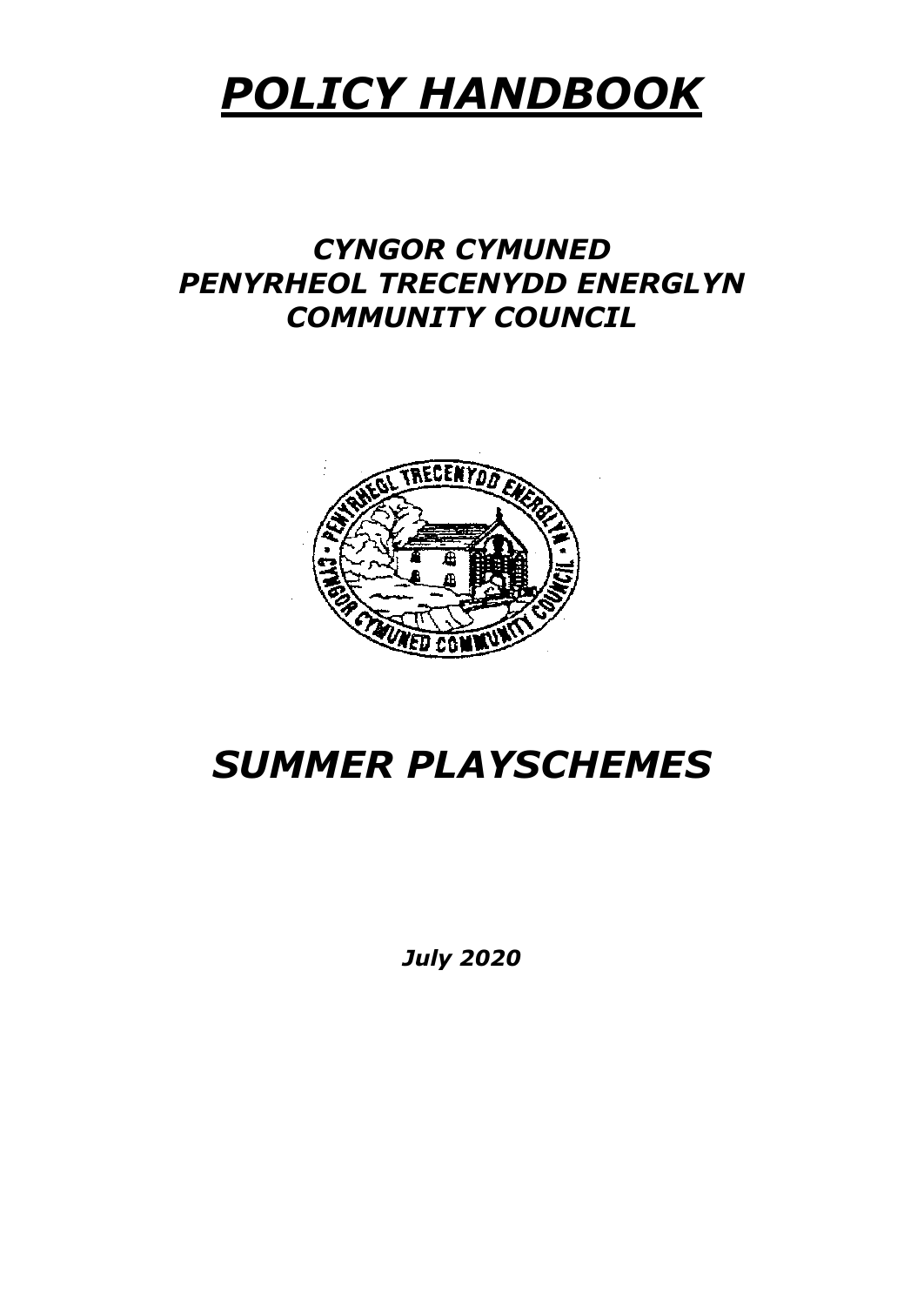# ***POLICY HANDBOOK***

## *CYNGOR CYMUNED PENYRHEOL TRECENYDD ENERGLYN COMMUNITY COUNCIL*

# *SUMMER PLAYSCHEMES*

***July 2020***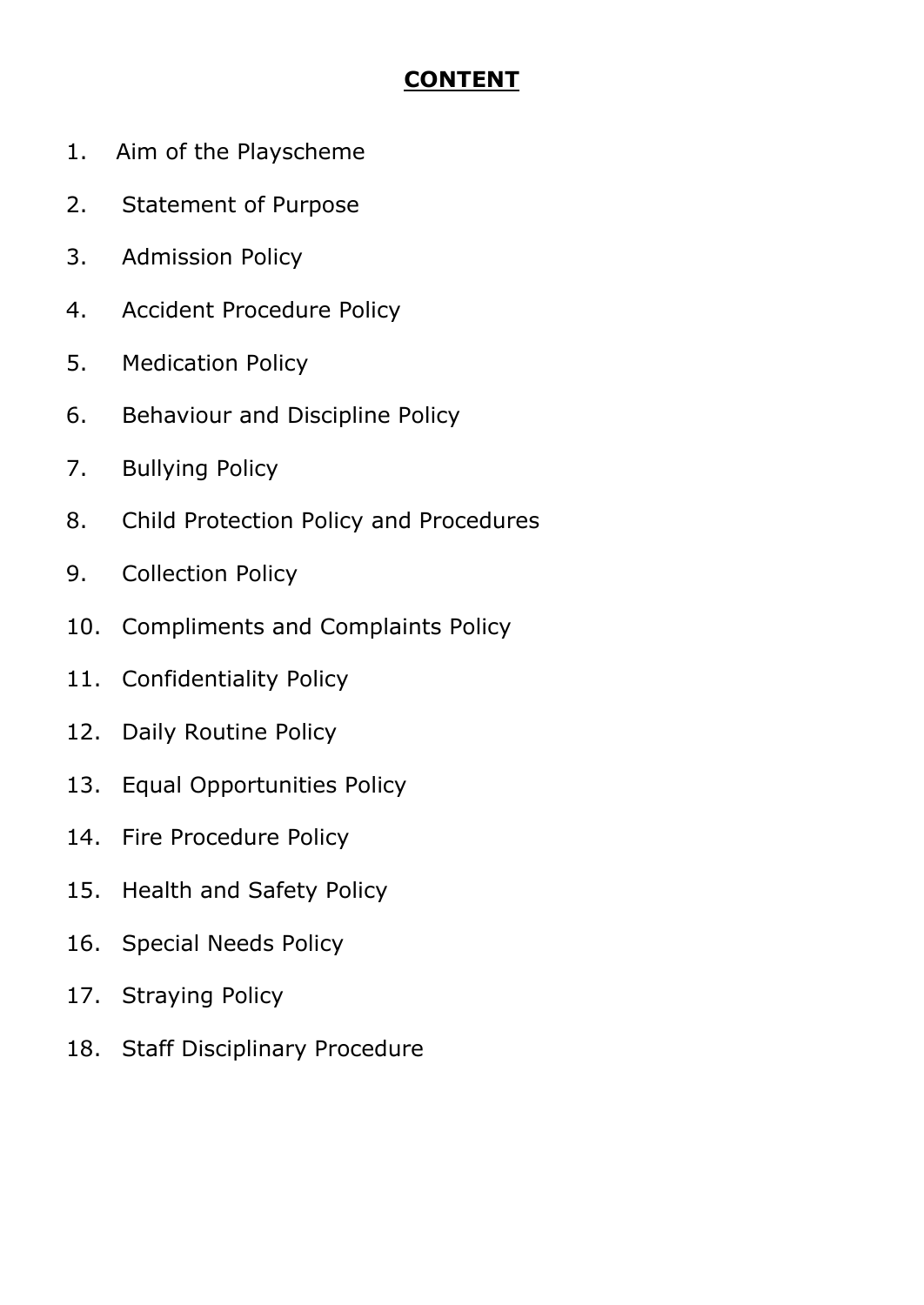# **CONTENT**

1. Aim of the Playscheme
2. Statement of Purpose
3. Admission Policy
4. Accident Procedure Policy
5. Medication Policy
6. Behaviour and Discipline Policy
7. Bullying Policy
8. Child Protection Policy and Procedures
9. Collection Policy
10. Compliments and Complaints Policy
11. Confidentiality Policy
12. Daily Routine Policy
13. Equal Opportunities Policy
14. Fire Procedure Policy
15. Health and Safety Policy
16. Special Needs Policy
17. Straying Policy
18. Staff Disciplinary Procedure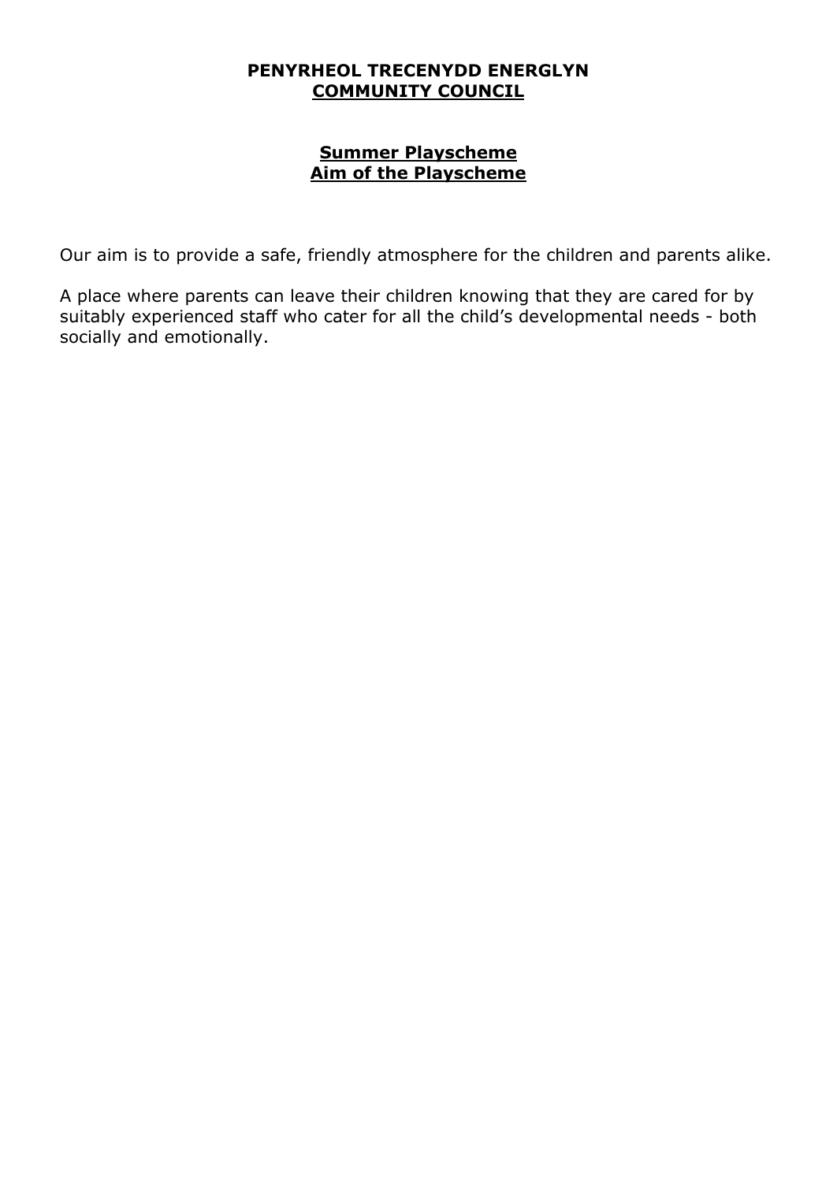**PENYRHEOL TRECENYDD ENERGLYN**
**COMMUNITY COUNCIL**

## Summer Playscheme
## Aim of the Playscheme

Our aim is to provide a safe, friendly atmosphere for the children and parents alike.

A place where parents can leave their children knowing that they are cared for by suitably experienced staff who cater for all the child's developmental needs - both socially and emotionally.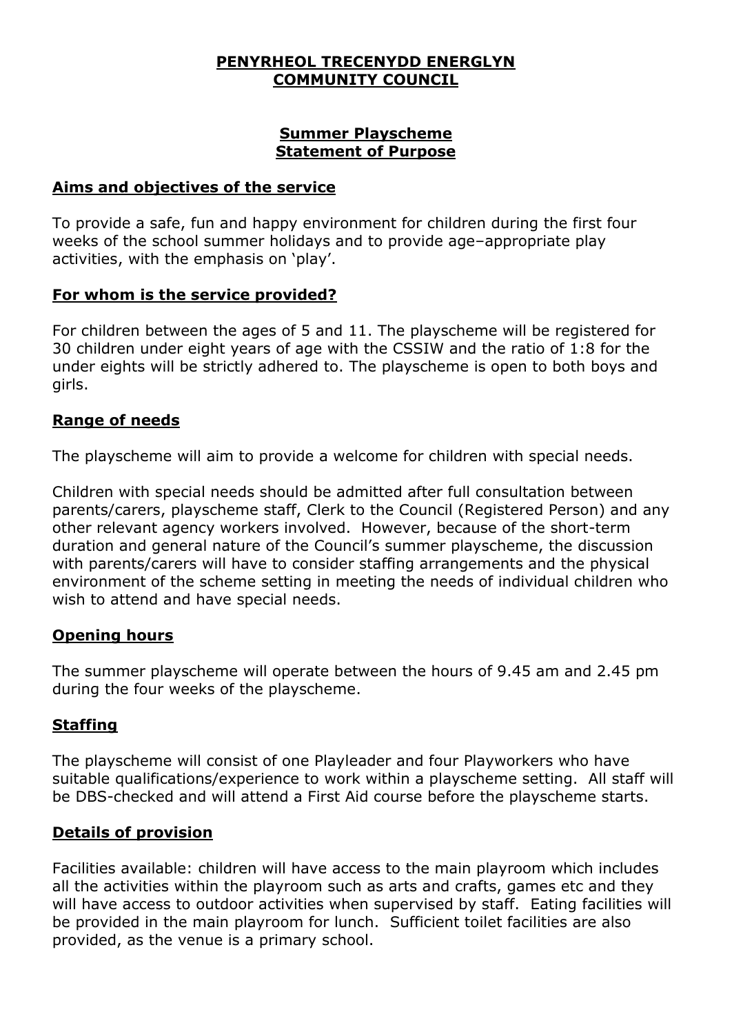# PENYRHEOL TRECENYDD ENERGLYN COMMUNITY COUNCIL

## Summer Playscheme Statement of Purpose

### Aims and objectives of the service

To provide a safe, fun and happy environment for children during the first four weeks of the school summer holidays and to provide age–appropriate play activities, with the emphasis on 'play'.

### For whom is the service provided?

For children between the ages of 5 and 11. The playscheme will be registered for 30 children under eight years of age with the CSSIW and the ratio of 1:8 for the under eights will be strictly adhered to. The playscheme is open to both boys and girls.

### Range of needs

The playscheme will aim to provide a welcome for children with special needs.

Children with special needs should be admitted after full consultation between parents/carers, playscheme staff, Clerk to the Council (Registered Person) and any other relevant agency workers involved. However, because of the short-term duration and general nature of the Council's summer playscheme, the discussion with parents/carers will have to consider staffing arrangements and the physical environment of the scheme setting in meeting the needs of individual children who wish to attend and have special needs.

### Opening hours

The summer playscheme will operate between the hours of 9.45 am and 2.45 pm during the four weeks of the playscheme.

### Staffing

The playscheme will consist of one Playleader and four Playworkers who have suitable qualifications/experience to work within a playscheme setting. All staff will be DBS-checked and will attend a First Aid course before the playscheme starts.

### Details of provision

Facilities available: children will have access to the main playroom which includes all the activities within the playroom such as arts and crafts, games etc and they will have access to outdoor activities when supervised by staff. Eating facilities will be provided in the main playroom for lunch. Sufficient toilet facilities are also provided, as the venue is a primary school.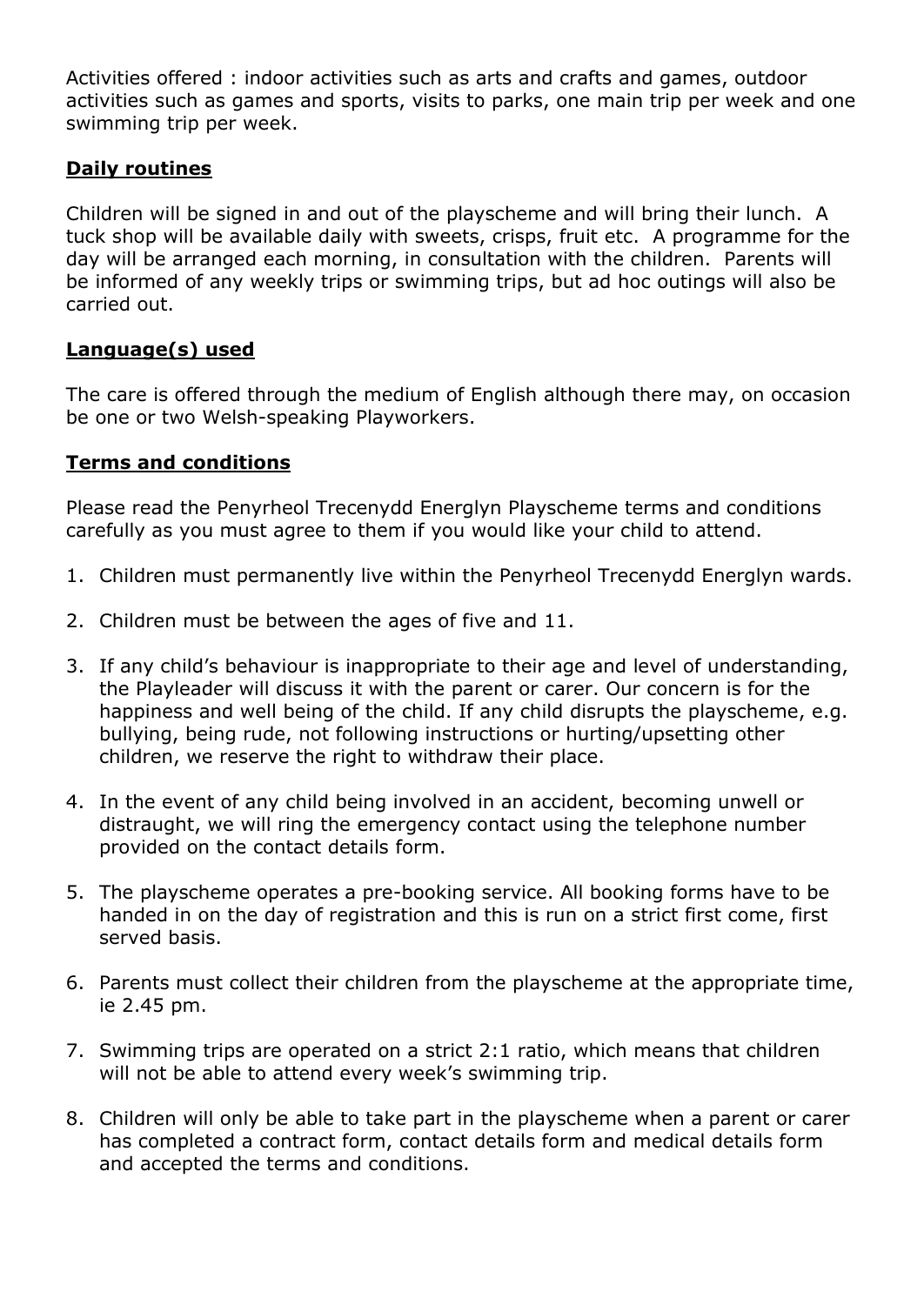Activities offered : indoor activities such as arts and crafts and games, outdoor activities such as games and sports, visits to parks, one main trip per week and one swimming trip per week.

## Daily routines

Children will be signed in and out of the playscheme and will bring their lunch. A tuck shop will be available daily with sweets, crisps, fruit etc. A programme for the day will be arranged each morning, in consultation with the children. Parents will be informed of any weekly trips or swimming trips, but ad hoc outings will also be carried out.

## Language(s) used

The care is offered through the medium of English although there may, on occasion be one or two Welsh-speaking Playworkers.

## Terms and conditions

Please read the Penyrheol Trecenydd Energlyn Playscheme terms and conditions carefully as you must agree to them if you would like your child to attend.

1. Children must permanently live within the Penyrheol Trecenydd Energlyn wards.
2. Children must be between the ages of five and 11.
3. If any child's behaviour is inappropriate to their age and level of understanding, the Playleader will discuss it with the parent or carer. Our concern is for the happiness and well being of the child. If any child disrupts the playscheme, e.g. bullying, being rude, not following instructions or hurting/upsetting other children, we reserve the right to withdraw their place.
4. In the event of any child being involved in an accident, becoming unwell or distraught, we will ring the emergency contact using the telephone number provided on the contact details form.
5. The playscheme operates a pre-booking service. All booking forms have to be handed in on the day of registration and this is run on a strict first come, first served basis.
6. Parents must collect their children from the playscheme at the appropriate time, ie 2.45 pm.
7. Swimming trips are operated on a strict 2:1 ratio, which means that children will not be able to attend every week's swimming trip.
8. Children will only be able to take part in the playscheme when a parent or carer has completed a contract form, contact details form and medical details form and accepted the terms and conditions.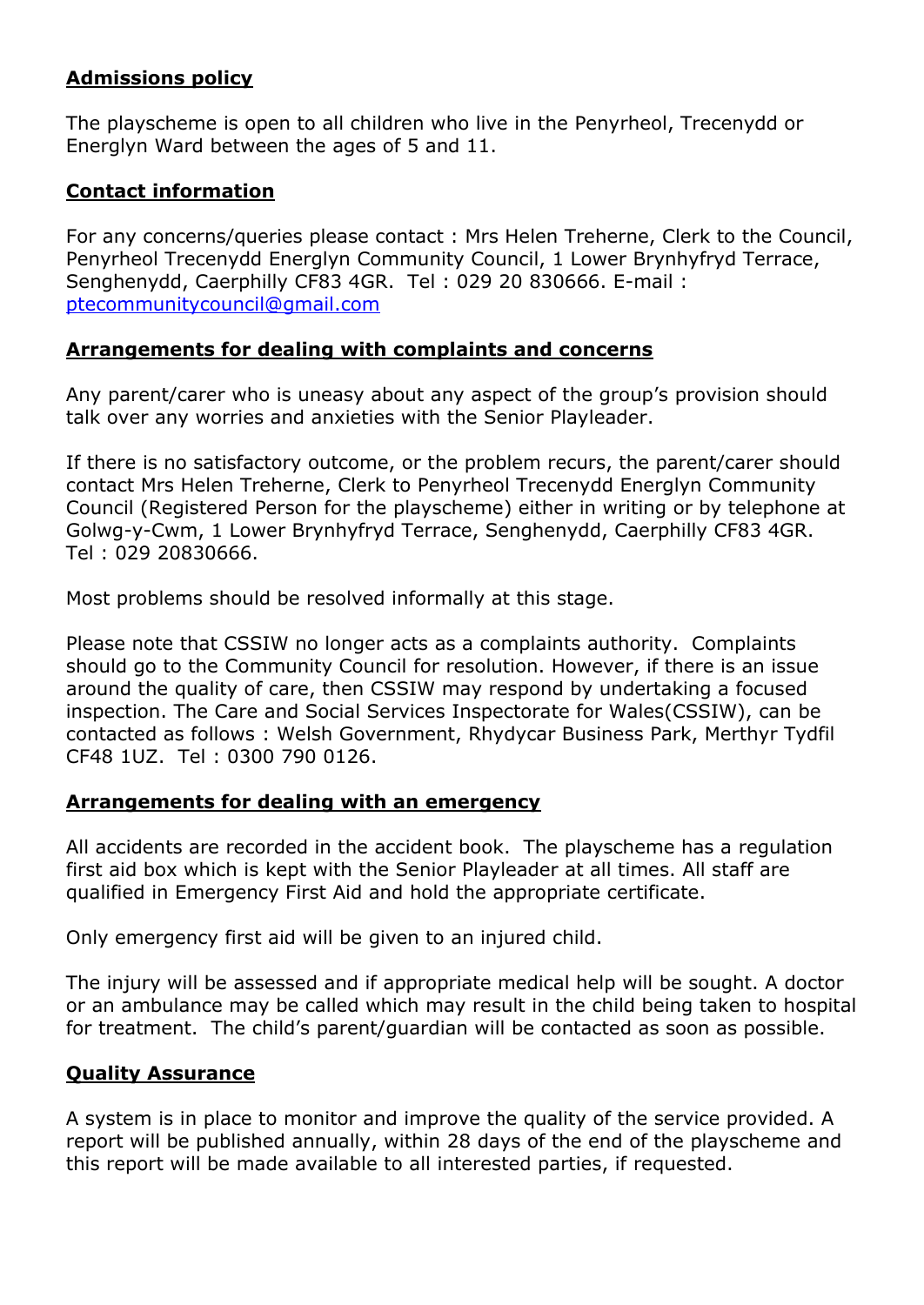**Admissions policy**

The playscheme is open to all children who live in the Penyrheol, Trecenydd or Energlyn Ward between the ages of 5 and 11.

**Contact information**

For any concerns/queries please contact : Mrs Helen Treherne, Clerk to the Council, Penyrheol Trecenydd Energlyn Community Council, 1 Lower Brynhyfryd Terrace, Senghenydd, Caerphilly CF83 4GR. Tel : 029 20 830666. E-mail : ptecommunitycouncil@gmail.com

**Arrangements for dealing with complaints and concerns**

Any parent/carer who is uneasy about any aspect of the group's provision should talk over any worries and anxieties with the Senior Playleader.

If there is no satisfactory outcome, or the problem recurs, the parent/carer should contact Mrs Helen Treherne, Clerk to Penyrheol Trecenydd Energlyn Community Council (Registered Person for the playscheme) either in writing or by telephone at Golwg-y-Cwm, 1 Lower Brynhyfryd Terrace, Senghenydd, Caerphilly CF83 4GR. Tel : 029 20830666.

Most problems should be resolved informally at this stage.

Please note that CSSIW no longer acts as a complaints authority. Complaints should go to the Community Council for resolution. However, if there is an issue around the quality of care, then CSSIW may respond by undertaking a focused inspection. The Care and Social Services Inspectorate for Wales(CSSIW), can be contacted as follows : Welsh Government, Rhydycar Business Park, Merthyr Tydfil CF48 1UZ. Tel : 0300 790 0126.

**Arrangements for dealing with an emergency**

All accidents are recorded in the accident book. The playscheme has a regulation first aid box which is kept with the Senior Playleader at all times. All staff are qualified in Emergency First Aid and hold the appropriate certificate.

Only emergency first aid will be given to an injured child.

The injury will be assessed and if appropriate medical help will be sought. A doctor or an ambulance may be called which may result in the child being taken to hospital for treatment. The child's parent/guardian will be contacted as soon as possible.

**Quality Assurance**

A system is in place to monitor and improve the quality of the service provided. A report will be published annually, within 28 days of the end of the playscheme and this report will be made available to all interested parties, if requested.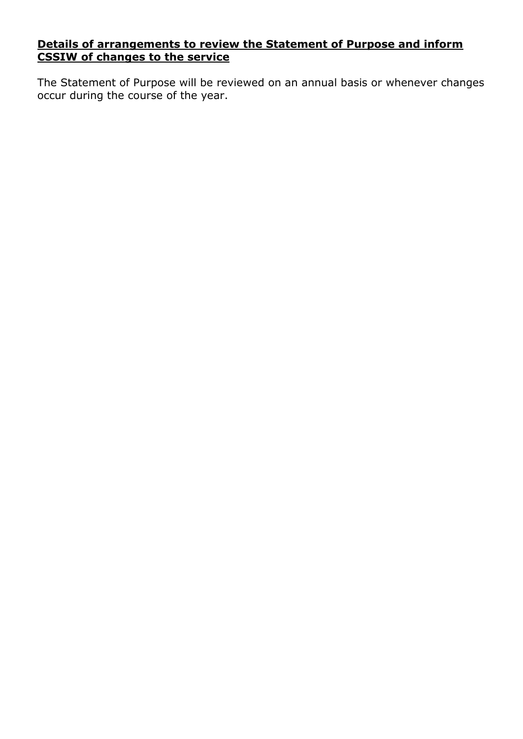**Details of arrangements to review the Statement of Purpose and inform CSSIW of changes to the service**

The Statement of Purpose will be reviewed on an annual basis or whenever changes occur during the course of the year.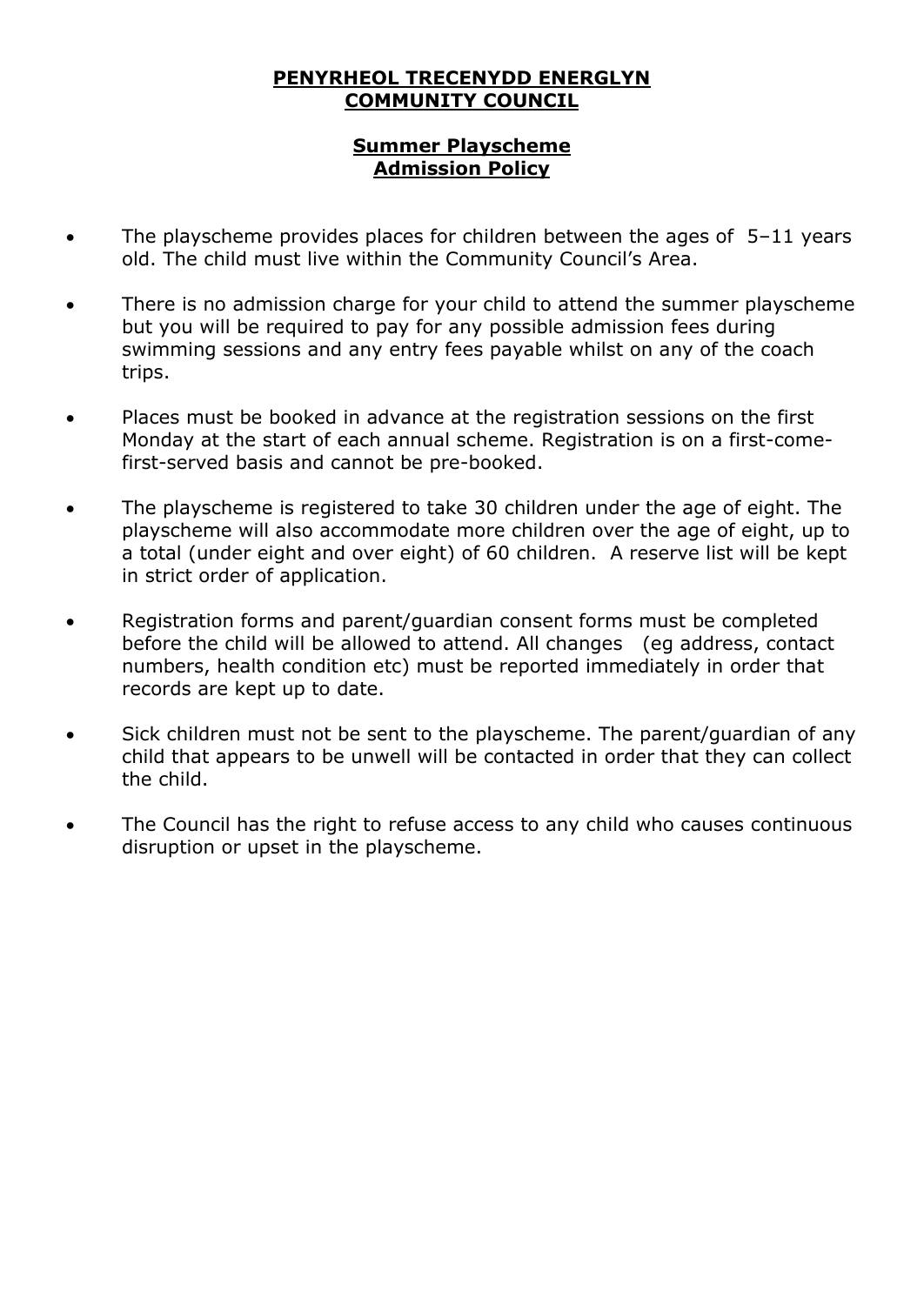# PENYRHEOL TRECENYDD ENERGLYN COMMUNITY COUNCIL

## Summer Playscheme Admission Policy

- The playscheme provides places for children between the ages of 5–11 years old. The child must live within the Community Council's Area.
- There is no admission charge for your child to attend the summer playscheme but you will be required to pay for any possible admission fees during swimming sessions and any entry fees payable whilst on any of the coach trips.
- Places must be booked in advance at the registration sessions on the first Monday at the start of each annual scheme. Registration is on a first-come-first-served basis and cannot be pre-booked.
- The playscheme is registered to take 30 children under the age of eight. The playscheme will also accommodate more children over the age of eight, up to a total (under eight and over eight) of 60 children. A reserve list will be kept in strict order of application.
- Registration forms and parent/guardian consent forms must be completed before the child will be allowed to attend. All changes (eg address, contact numbers, health condition etc) must be reported immediately in order that records are kept up to date.
- Sick children must not be sent to the playscheme. The parent/guardian of any child that appears to be unwell will be contacted in order that they can collect the child.
- The Council has the right to refuse access to any child who causes continuous disruption or upset in the playscheme.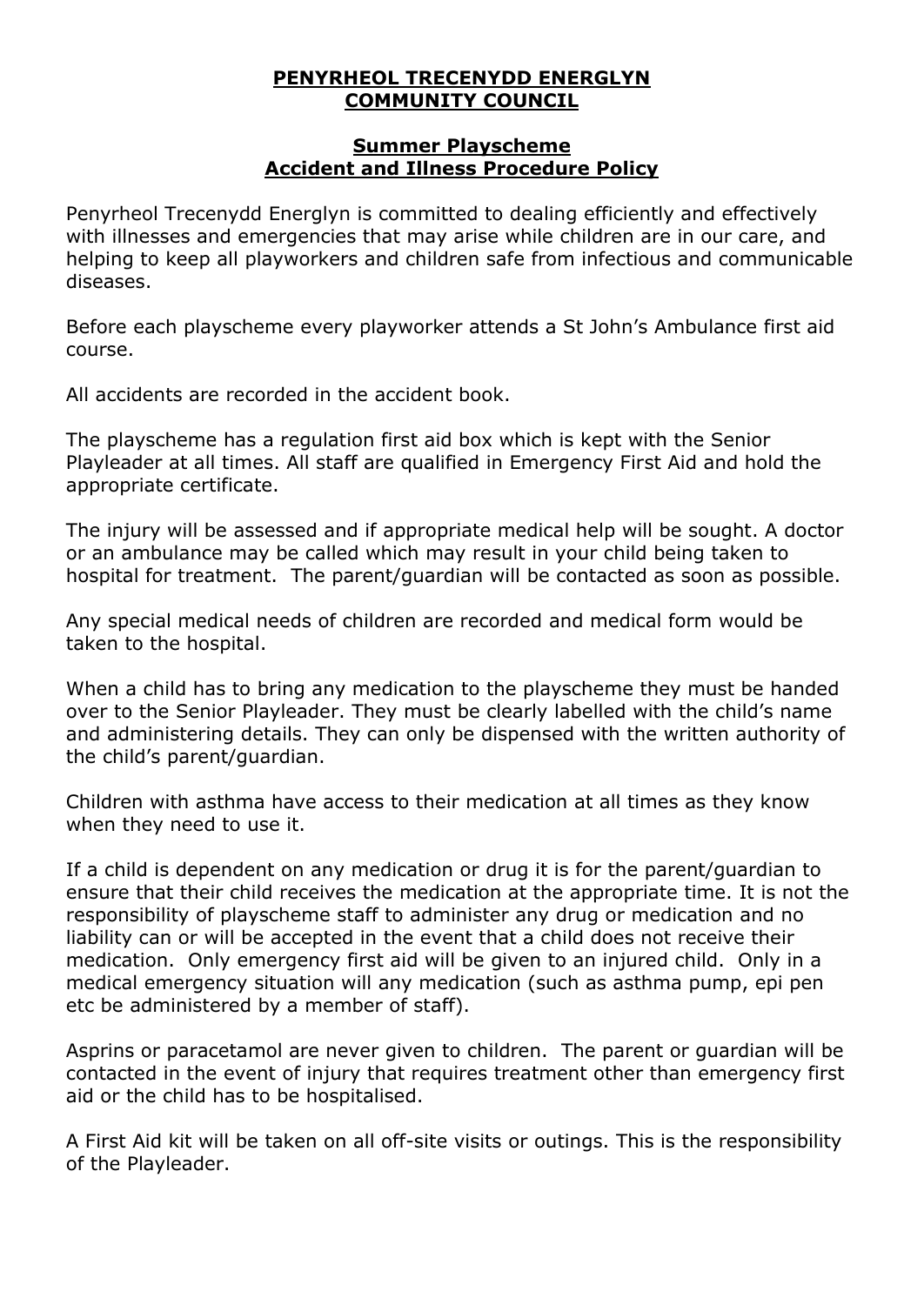# PENYRHEOL TRECENYDD ENERGLYN COMMUNITY COUNCIL

## Summer Playscheme
## Accident and Illness Procedure Policy

Penyrheol Trecenydd Energlyn is committed to dealing efficiently and effectively with illnesses and emergencies that may arise while children are in our care, and helping to keep all playworkers and children safe from infectious and communicable diseases.

Before each playscheme every playworker attends a St John's Ambulance first aid course.

All accidents are recorded in the accident book.

The playscheme has a regulation first aid box which is kept with the Senior Playleader at all times. All staff are qualified in Emergency First Aid and hold the appropriate certificate.

The injury will be assessed and if appropriate medical help will be sought. A doctor or an ambulance may be called which may result in your child being taken to hospital for treatment. The parent/guardian will be contacted as soon as possible.

Any special medical needs of children are recorded and medical form would be taken to the hospital.

When a child has to bring any medication to the playscheme they must be handed over to the Senior Playleader. They must be clearly labelled with the child's name and administering details. They can only be dispensed with the written authority of the child's parent/guardian.

Children with asthma have access to their medication at all times as they know when they need to use it.

If a child is dependent on any medication or drug it is for the parent/guardian to ensure that their child receives the medication at the appropriate time. It is not the responsibility of playscheme staff to administer any drug or medication and no liability can or will be accepted in the event that a child does not receive their medication. Only emergency first aid will be given to an injured child. Only in a medical emergency situation will any medication (such as asthma pump, epi pen etc be administered by a member of staff).

Asprins or paracetamol are never given to children. The parent or guardian will be contacted in the event of injury that requires treatment other than emergency first aid or the child has to be hospitalised.

A First Aid kit will be taken on all off-site visits or outings. This is the responsibility of the Playleader.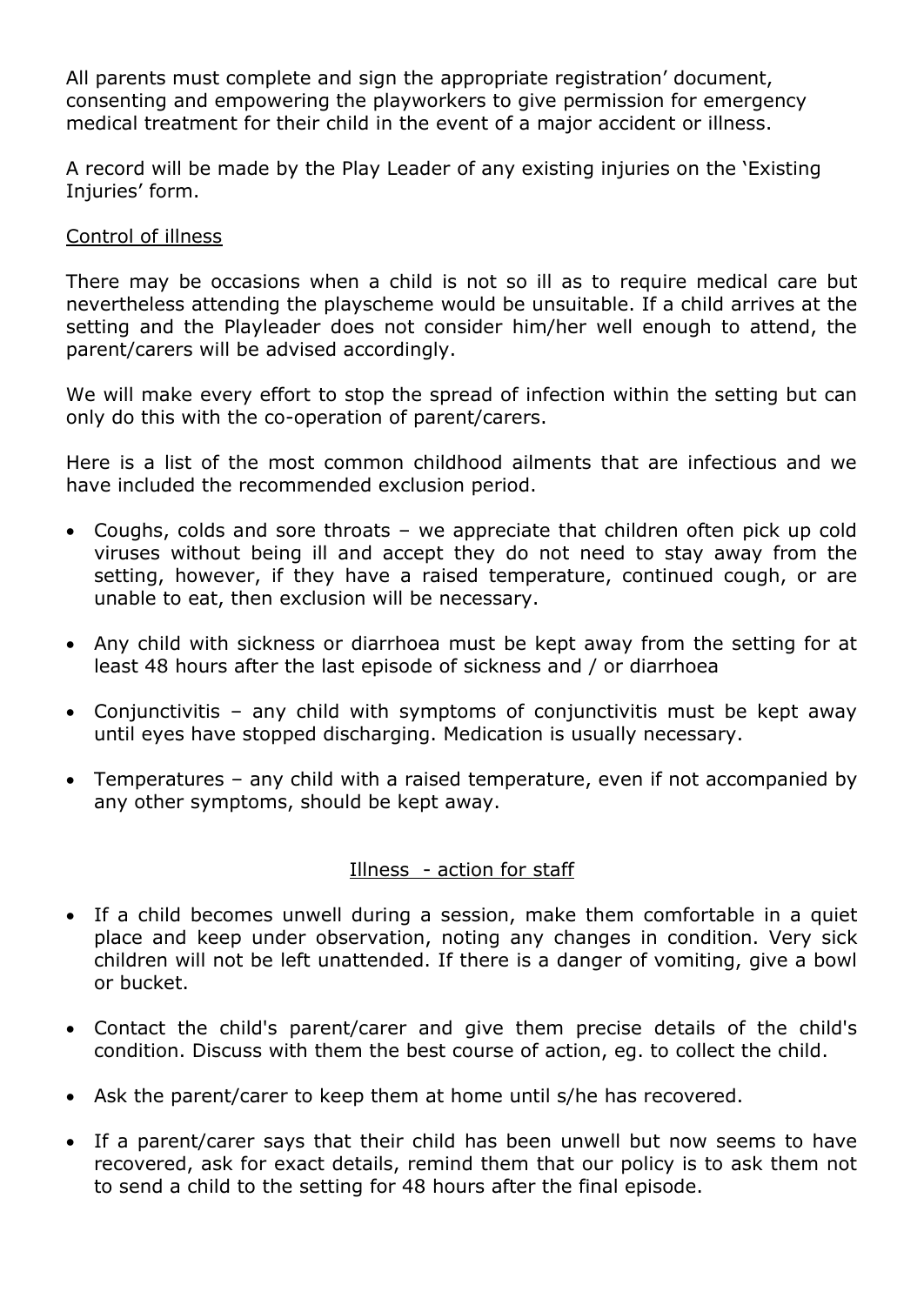All parents must complete and sign the appropriate registration' document, consenting and empowering the playworkers to give permission for emergency medical treatment for their child in the event of a major accident or illness.

A record will be made by the Play Leader of any existing injuries on the 'Existing Injuries' form.

Control of illness

There may be occasions when a child is not so ill as to require medical care but nevertheless attending the playscheme would be unsuitable. If a child arrives at the setting and the Playleader does not consider him/her well enough to attend, the parent/carers will be advised accordingly.

We will make every effort to stop the spread of infection within the setting but can only do this with the co-operation of parent/carers.

Here is a list of the most common childhood ailments that are infectious and we have included the recommended exclusion period.

- Coughs, colds and sore throats – we appreciate that children often pick up cold viruses without being ill and accept they do not need to stay away from the setting, however, if they have a raised temperature, continued cough, or are unable to eat, then exclusion will be necessary.
- Any child with sickness or diarrhoea must be kept away from the setting for at least 48 hours after the last episode of sickness and / or diarrhoea
- Conjunctivitis – any child with symptoms of conjunctivitis must be kept away until eyes have stopped discharging. Medication is usually necessary.
- Temperatures – any child with a raised temperature, even if not accompanied by any other symptoms, should be kept away.

Illness - action for staff

- If a child becomes unwell during a session, make them comfortable in a quiet place and keep under observation, noting any changes in condition. Very sick children will not be left unattended. If there is a danger of vomiting, give a bowl or bucket.
- Contact the child's parent/carer and give them precise details of the child's condition. Discuss with them the best course of action, eg. to collect the child.
- Ask the parent/carer to keep them at home until s/he has recovered.
- If a parent/carer says that their child has been unwell but now seems to have recovered, ask for exact details, remind them that our policy is to ask them not to send a child to the setting for 48 hours after the final episode.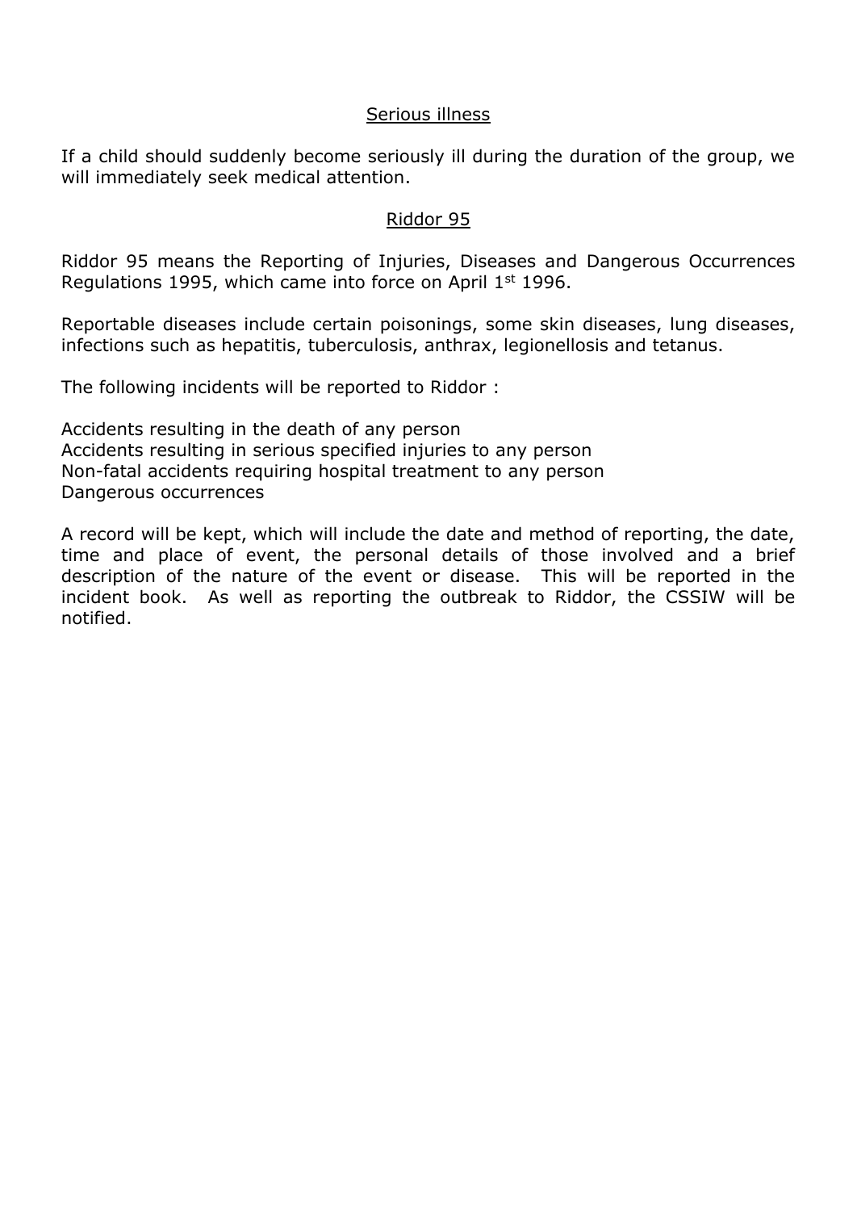## Serious illness

If a child should suddenly become seriously ill during the duration of the group, we will immediately seek medical attention.

## Riddor 95

Riddor 95 means the Reporting of Injuries, Diseases and Dangerous Occurrences Regulations 1995, which came into force on April 1st 1996.

Reportable diseases include certain poisonings, some skin diseases, lung diseases, infections such as hepatitis, tuberculosis, anthrax, legionellosis and tetanus.

The following incidents will be reported to Riddor :

Accidents resulting in the death of any person
Accidents resulting in serious specified injuries to any person
Non-fatal accidents requiring hospital treatment to any person
Dangerous occurrences

A record will be kept, which will include the date and method of reporting, the date, time and place of event, the personal details of those involved and a brief description of the nature of the event or disease. This will be reported in the incident book. As well as reporting the outbreak to Riddor, the CSSIW will be notified.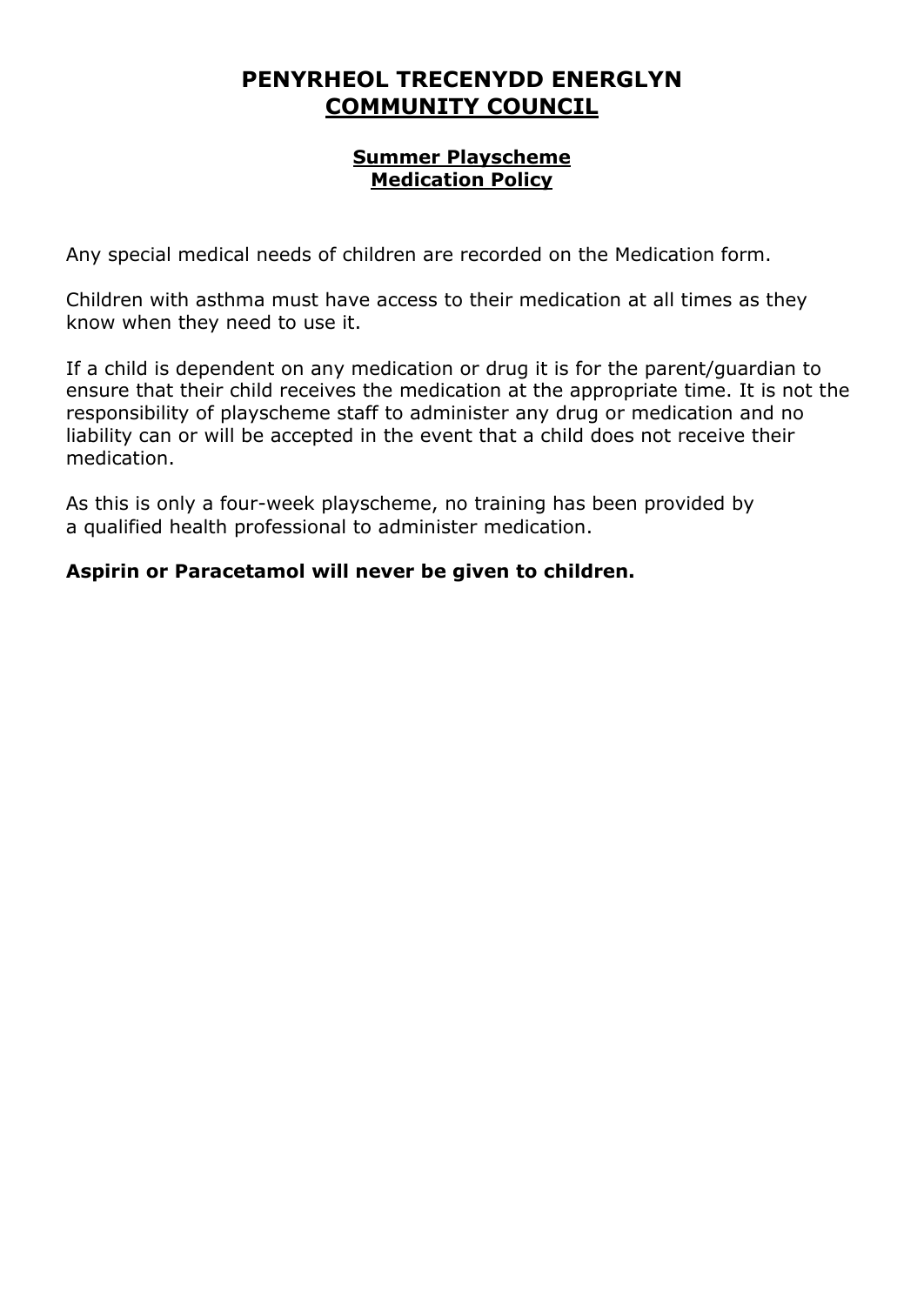# PENYRHEOL TRECENYDD ENERGLYN
# COMMUNITY COUNCIL

## Summer Playscheme
## Medication Policy

Any special medical needs of children are recorded on the Medication form.

Children with asthma must have access to their medication at all times as they know when they need to use it.

If a child is dependent on any medication or drug it is for the parent/guardian to ensure that their child receives the medication at the appropriate time. It is not the responsibility of playscheme staff to administer any drug or medication and no liability can or will be accepted in the event that a child does not receive their medication.

As this is only a four-week playscheme, no training has been provided by a qualified health professional to administer medication.

**Aspirin or Paracetamol will never be given to children.**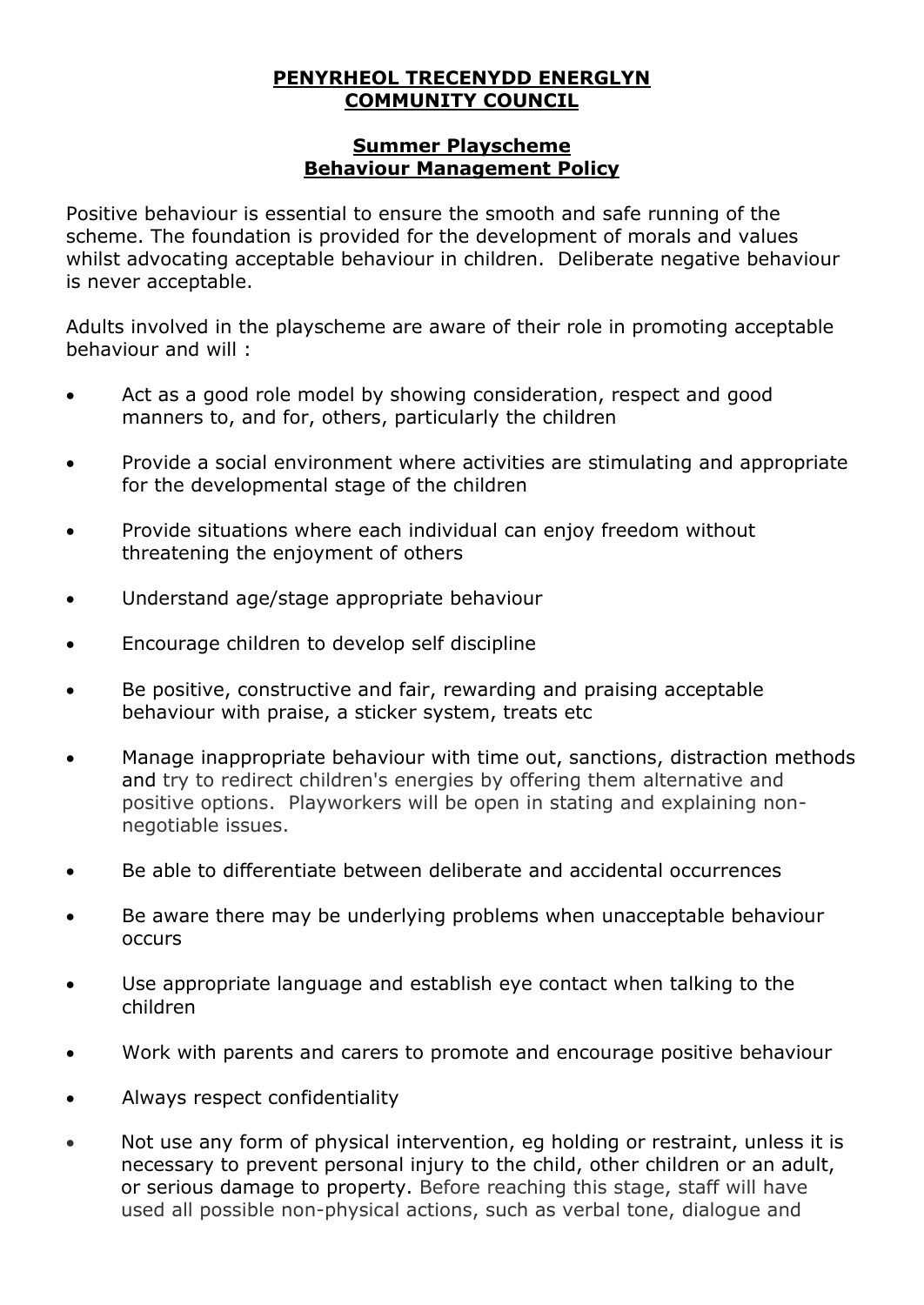**PENYRHEOL TRECENYDD ENERGLYN COMMUNITY COUNCIL**

**Summer Playscheme**
**Behaviour Management Policy**

Positive behaviour is essential to ensure the smooth and safe running of the scheme. The foundation is provided for the development of morals and values whilst advocating acceptable behaviour in children. Deliberate negative behaviour is never acceptable.

Adults involved in the playscheme are aware of their role in promoting acceptable behaviour and will :

- Act as a good role model by showing consideration, respect and good manners to, and for, others, particularly the children
- Provide a social environment where activities are stimulating and appropriate for the developmental stage of the children
- Provide situations where each individual can enjoy freedom without threatening the enjoyment of others
- Understand age/stage appropriate behaviour
- Encourage children to develop self discipline
- Be positive, constructive and fair, rewarding and praising acceptable behaviour with praise, a sticker system, treats etc
- Manage inappropriate behaviour with time out, sanctions, distraction methods and try to redirect children's energies by offering them alternative and positive options. Playworkers will be open in stating and explaining non-negotiable issues.
- Be able to differentiate between deliberate and accidental occurrences
- Be aware there may be underlying problems when unacceptable behaviour occurs
- Use appropriate language and establish eye contact when talking to the children
- Work with parents and carers to promote and encourage positive behaviour
- Always respect confidentiality
- Not use any form of physical intervention, eg holding or restraint, unless it is necessary to prevent personal injury to the child, other children or an adult, or serious damage to property. Before reaching this stage, staff will have used all possible non-physical actions, such as verbal tone, dialogue and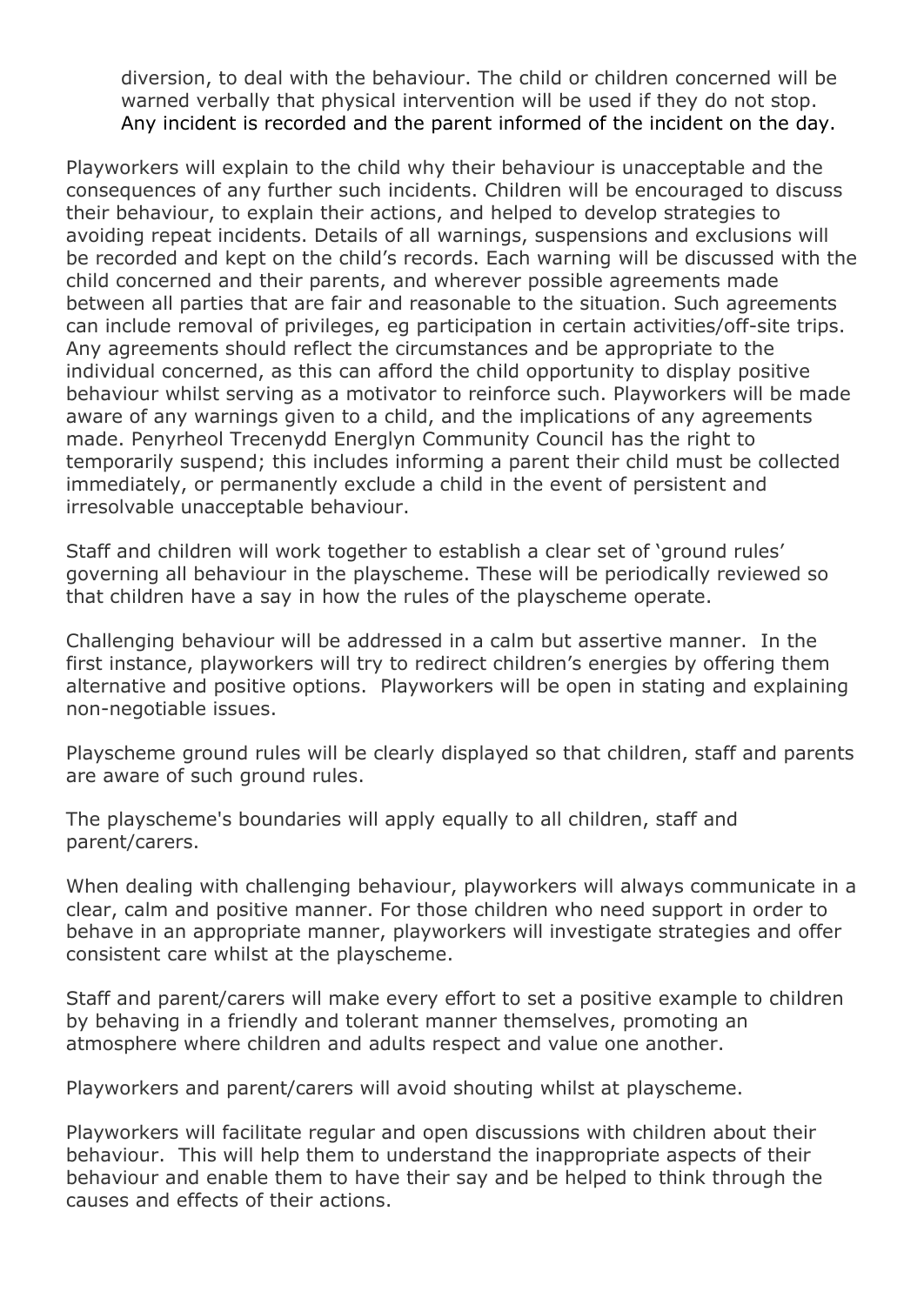diversion, to deal with the behaviour. The child or children concerned will be warned verbally that physical intervention will be used if they do not stop. Any incident is recorded and the parent informed of the incident on the day.

Playworkers will explain to the child why their behaviour is unacceptable and the consequences of any further such incidents. Children will be encouraged to discuss their behaviour, to explain their actions, and helped to develop strategies to avoiding repeat incidents. Details of all warnings, suspensions and exclusions will be recorded and kept on the child's records. Each warning will be discussed with the child concerned and their parents, and wherever possible agreements made between all parties that are fair and reasonable to the situation. Such agreements can include removal of privileges, eg participation in certain activities/off-site trips. Any agreements should reflect the circumstances and be appropriate to the individual concerned, as this can afford the child opportunity to display positive behaviour whilst serving as a motivator to reinforce such. Playworkers will be made aware of any warnings given to a child, and the implications of any agreements made. Penyrheol Trecenydd Energlyn Community Council has the right to temporarily suspend; this includes informing a parent their child must be collected immediately, or permanently exclude a child in the event of persistent and irresolvable unacceptable behaviour.

Staff and children will work together to establish a clear set of 'ground rules' governing all behaviour in the playscheme. These will be periodically reviewed so that children have a say in how the rules of the playscheme operate.

Challenging behaviour will be addressed in a calm but assertive manner. In the first instance, playworkers will try to redirect children's energies by offering them alternative and positive options. Playworkers will be open in stating and explaining non-negotiable issues.

Playscheme ground rules will be clearly displayed so that children, staff and parents are aware of such ground rules.

The playscheme's boundaries will apply equally to all children, staff and parent/carers.

When dealing with challenging behaviour, playworkers will always communicate in a clear, calm and positive manner. For those children who need support in order to behave in an appropriate manner, playworkers will investigate strategies and offer consistent care whilst at the playscheme.

Staff and parent/carers will make every effort to set a positive example to children by behaving in a friendly and tolerant manner themselves, promoting an atmosphere where children and adults respect and value one another.

Playworkers and parent/carers will avoid shouting whilst at playscheme.

Playworkers will facilitate regular and open discussions with children about their behaviour. This will help them to understand the inappropriate aspects of their behaviour and enable them to have their say and be helped to think through the causes and effects of their actions.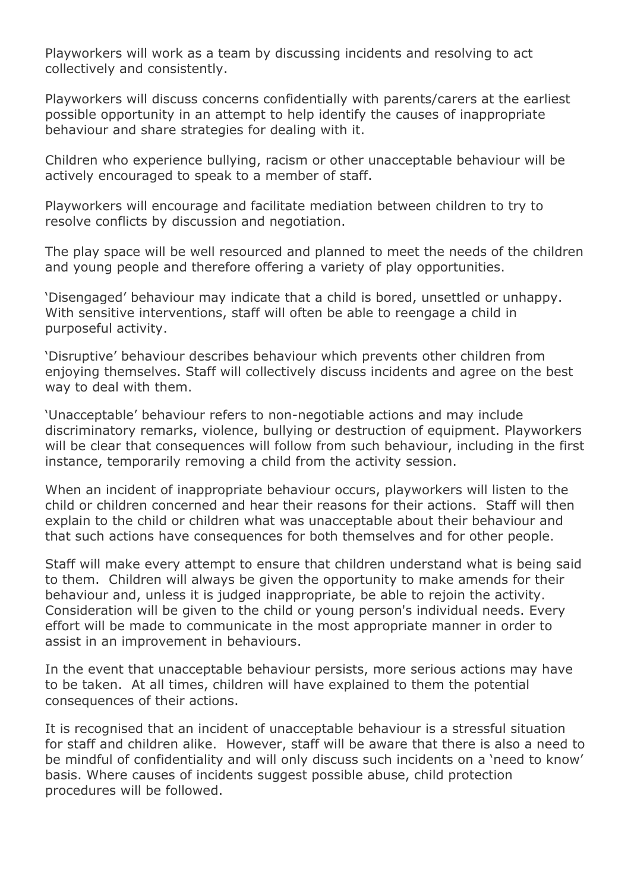Playworkers will work as a team by discussing incidents and resolving to act collectively and consistently.

Playworkers will discuss concerns confidentially with parents/carers at the earliest possible opportunity in an attempt to help identify the causes of inappropriate behaviour and share strategies for dealing with it.

Children who experience bullying, racism or other unacceptable behaviour will be actively encouraged to speak to a member of staff.

Playworkers will encourage and facilitate mediation between children to try to resolve conflicts by discussion and negotiation.

The play space will be well resourced and planned to meet the needs of the children and young people and therefore offering a variety of play opportunities.

'Disengaged' behaviour may indicate that a child is bored, unsettled or unhappy. With sensitive interventions, staff will often be able to reengage a child in purposeful activity.

'Disruptive' behaviour describes behaviour which prevents other children from enjoying themselves. Staff will collectively discuss incidents and agree on the best way to deal with them.

'Unacceptable' behaviour refers to non-negotiable actions and may include discriminatory remarks, violence, bullying or destruction of equipment. Playworkers will be clear that consequences will follow from such behaviour, including in the first instance, temporarily removing a child from the activity session.

When an incident of inappropriate behaviour occurs, playworkers will listen to the child or children concerned and hear their reasons for their actions. Staff will then explain to the child or children what was unacceptable about their behaviour and that such actions have consequences for both themselves and for other people.

Staff will make every attempt to ensure that children understand what is being said to them. Children will always be given the opportunity to make amends for their behaviour and, unless it is judged inappropriate, be able to rejoin the activity. Consideration will be given to the child or young person's individual needs. Every effort will be made to communicate in the most appropriate manner in order to assist in an improvement in behaviours.

In the event that unacceptable behaviour persists, more serious actions may have to be taken. At all times, children will have explained to them the potential consequences of their actions.

It is recognised that an incident of unacceptable behaviour is a stressful situation for staff and children alike. However, staff will be aware that there is also a need to be mindful of confidentiality and will only discuss such incidents on a 'need to know' basis. Where causes of incidents suggest possible abuse, child protection procedures will be followed.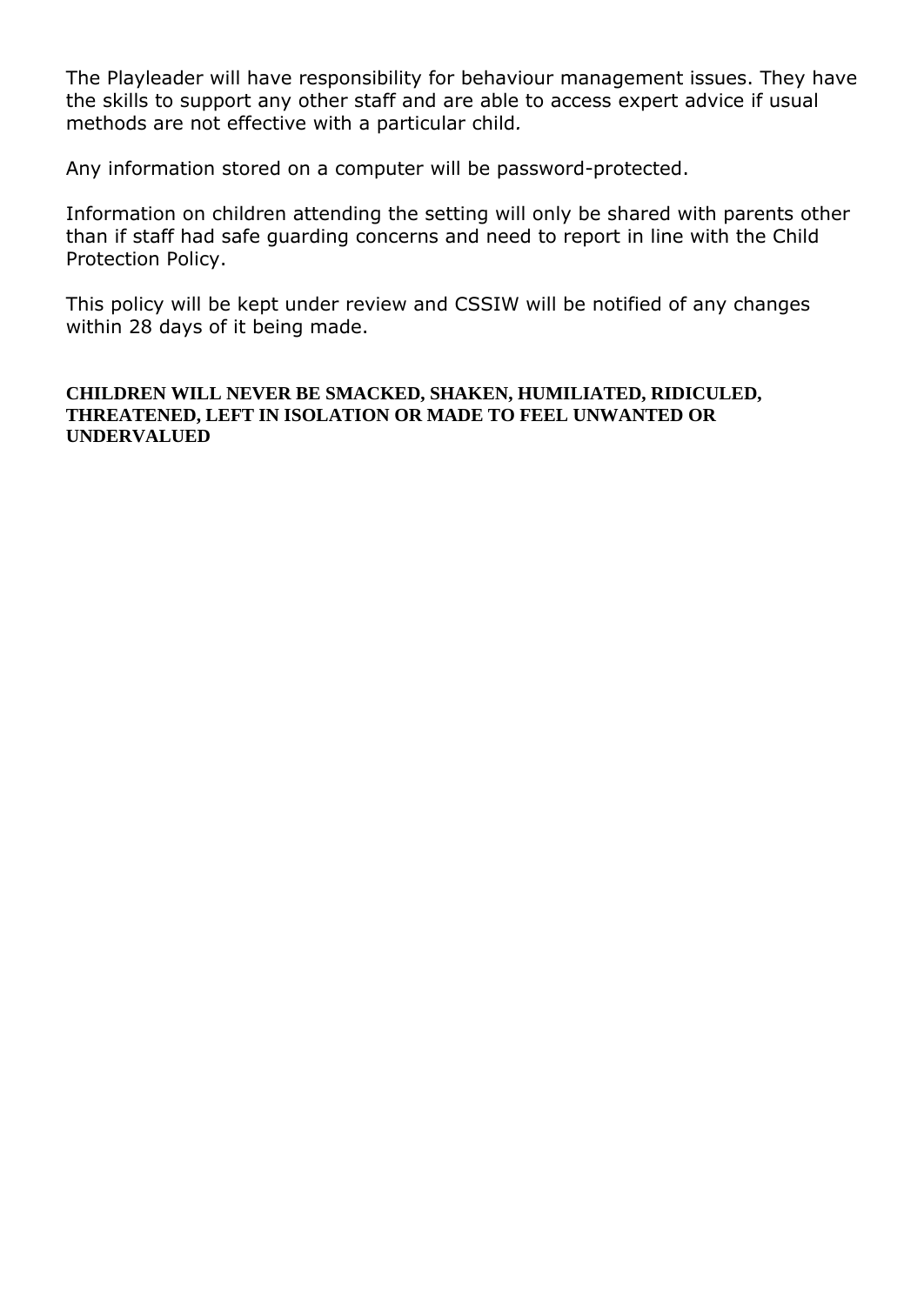The Playleader will have responsibility for behaviour management issues. They have the skills to support any other staff and are able to access expert advice if usual methods are not effective with a particular child.

Any information stored on a computer will be password-protected.

Information on children attending the setting will only be shared with parents other than if staff had safe guarding concerns and need to report in line with the Child Protection Policy.

This policy will be kept under review and CSSIW will be notified of any changes within 28 days of it being made.

**CHILDREN WILL NEVER BE SMACKED, SHAKEN, HUMILIATED, RIDICULED, THREATENED, LEFT IN ISOLATION OR MADE TO FEEL UNWANTED OR UNDERVALUED**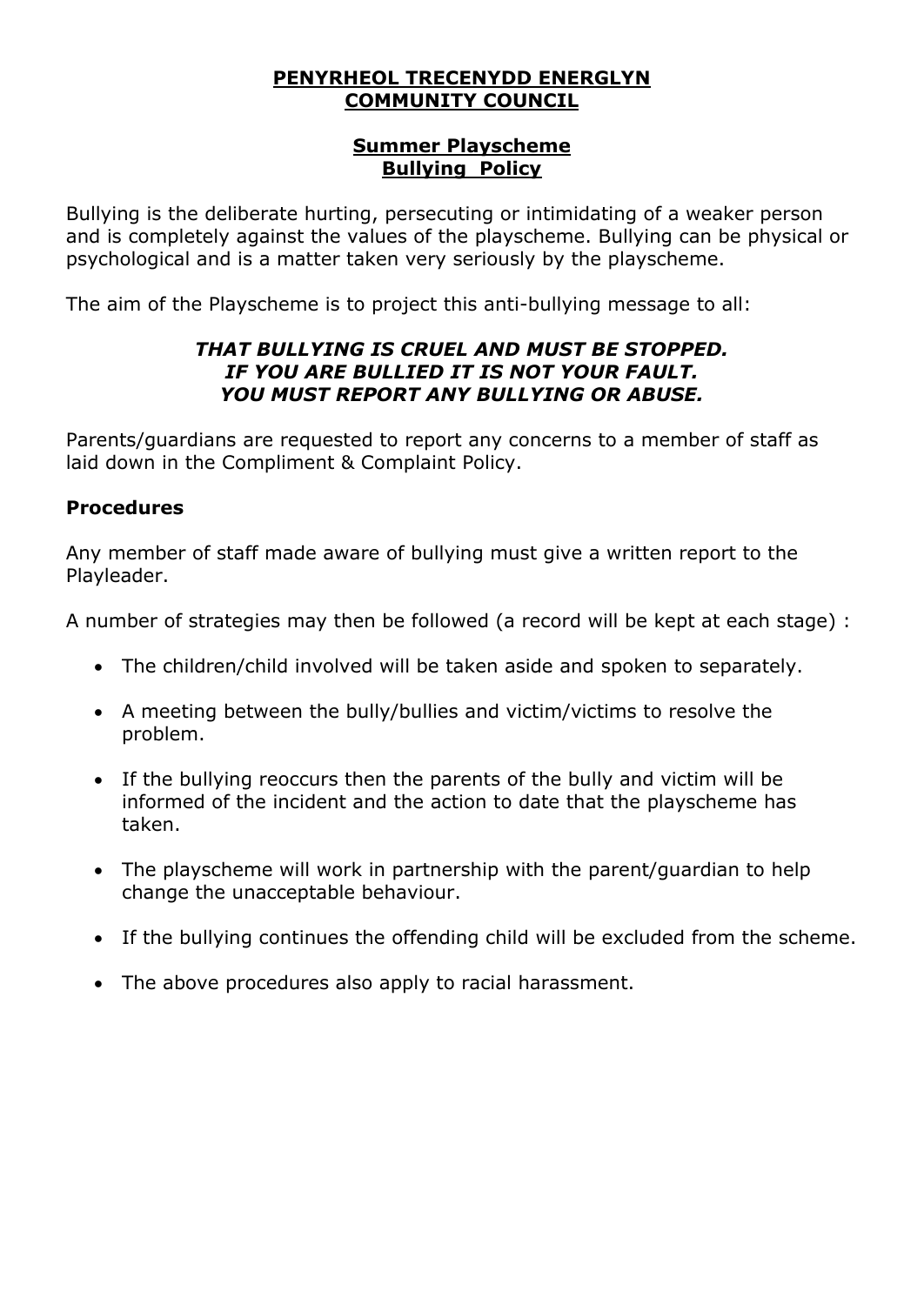# PENYRHEOL TRECENYDD ENERGLYN COMMUNITY COUNCIL

## Summer Playscheme
## Bullying Policy

Bullying is the deliberate hurting, persecuting or intimidating of a weaker person and is completely against the values of the playscheme. Bullying can be physical or psychological and is a matter taken very seriously by the playscheme.

The aim of the Playscheme is to project this anti-bullying message to all:

***THAT BULLYING IS CRUEL AND MUST BE STOPPED.***
***IF YOU ARE BULLIED IT IS NOT YOUR FAULT.***
***YOU MUST REPORT ANY BULLYING OR ABUSE.***

Parents/guardians are requested to report any concerns to a member of staff as laid down in the Compliment & Complaint Policy.

### Procedures

Any member of staff made aware of bullying must give a written report to the Playleader.

A number of strategies may then be followed (a record will be kept at each stage) :

- The children/child involved will be taken aside and spoken to separately.
- A meeting between the bully/bullies and victim/victims to resolve the problem.
- If the bullying reoccurs then the parents of the bully and victim will be informed of the incident and the action to date that the playscheme has taken.
- The playscheme will work in partnership with the parent/guardian to help change the unacceptable behaviour.
- If the bullying continues the offending child will be excluded from the scheme.
- The above procedures also apply to racial harassment.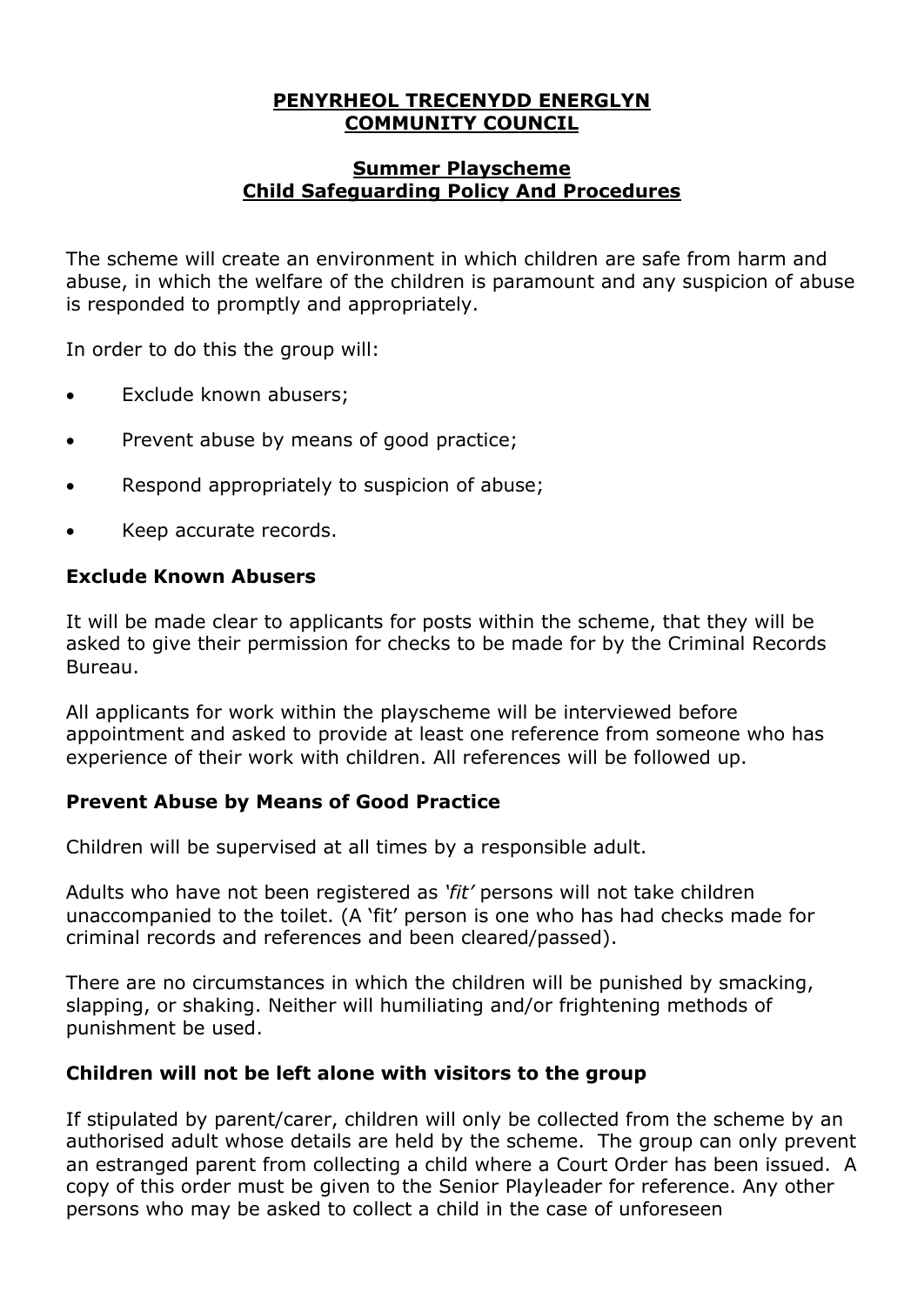**PENYRHEOL TRECENYDD ENERGLYN COMMUNITY COUNCIL**

**Summer Playscheme**
**Child Safeguarding Policy And Procedures**

The scheme will create an environment in which children are safe from harm and abuse, in which the welfare of the children is paramount and any suspicion of abuse is responded to promptly and appropriately.

In order to do this the group will:

- Exclude known abusers;
- Prevent abuse by means of good practice;
- Respond appropriately to suspicion of abuse;
- Keep accurate records.

### Exclude Known Abusers

It will be made clear to applicants for posts within the scheme, that they will be asked to give their permission for checks to be made for by the Criminal Records Bureau.

All applicants for work within the playscheme will be interviewed before appointment and asked to provide at least one reference from someone who has experience of their work with children. All references will be followed up.

### Prevent Abuse by Means of Good Practice

Children will be supervised at all times by a responsible adult.

Adults who have not been registered as *'fit'* persons will not take children unaccompanied to the toilet. (A 'fit' person is one who has had checks made for criminal records and references and been cleared/passed).

There are no circumstances in which the children will be punished by smacking, slapping, or shaking. Neither will humiliating and/or frightening methods of punishment be used.

### Children will not be left alone with visitors to the group

If stipulated by parent/carer, children will only be collected from the scheme by an authorised adult whose details are held by the scheme. The group can only prevent an estranged parent from collecting a child where a Court Order has been issued. A copy of this order must be given to the Senior Playleader for reference. Any other persons who may be asked to collect a child in the case of unforeseen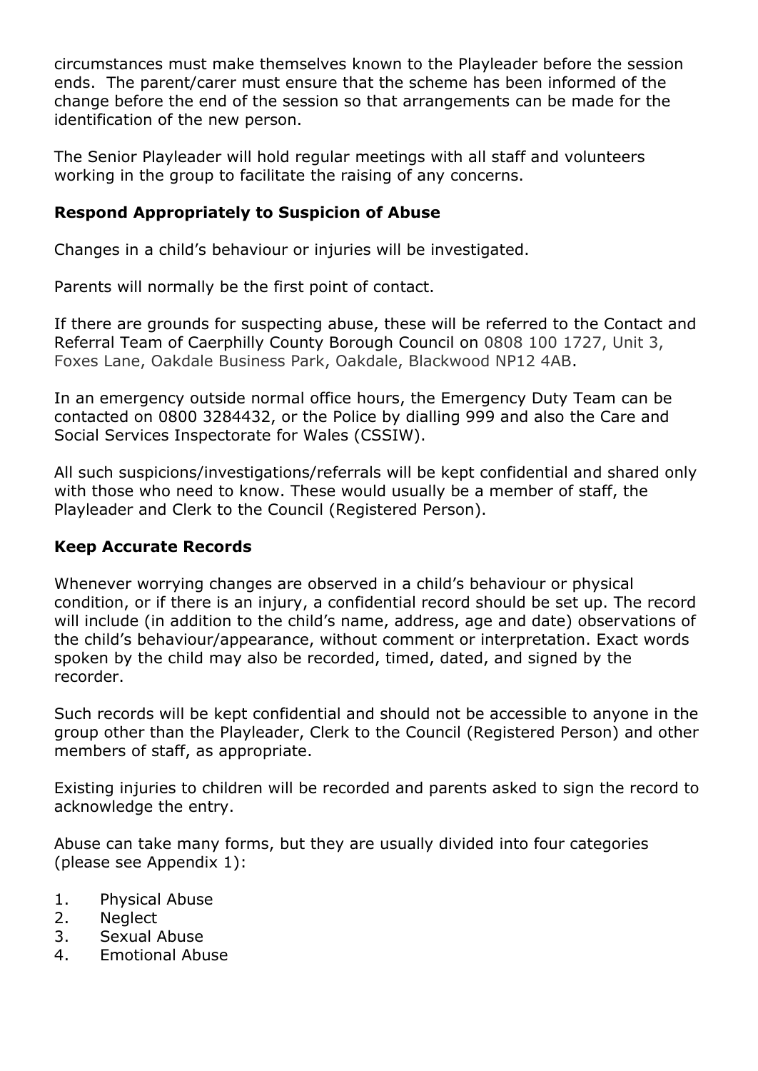circumstances must make themselves known to the Playleader before the session ends. The parent/carer must ensure that the scheme has been informed of the change before the end of the session so that arrangements can be made for the identification of the new person.

The Senior Playleader will hold regular meetings with all staff and volunteers working in the group to facilitate the raising of any concerns.

**Respond Appropriately to Suspicion of Abuse**

Changes in a child's behaviour or injuries will be investigated.

Parents will normally be the first point of contact.

If there are grounds for suspecting abuse, these will be referred to the Contact and Referral Team of Caerphilly County Borough Council on 0808 100 1727, Unit 3, Foxes Lane, Oakdale Business Park, Oakdale, Blackwood NP12 4AB.

In an emergency outside normal office hours, the Emergency Duty Team can be contacted on 0800 3284432, or the Police by dialling 999 and also the Care and Social Services Inspectorate for Wales (CSSIW).

All such suspicions/investigations/referrals will be kept confidential and shared only with those who need to know. These would usually be a member of staff, the Playleader and Clerk to the Council (Registered Person).

**Keep Accurate Records**

Whenever worrying changes are observed in a child's behaviour or physical condition, or if there is an injury, a confidential record should be set up. The record will include (in addition to the child's name, address, age and date) observations of the child's behaviour/appearance, without comment or interpretation. Exact words spoken by the child may also be recorded, timed, dated, and signed by the recorder.

Such records will be kept confidential and should not be accessible to anyone in the group other than the Playleader, Clerk to the Council (Registered Person) and other members of staff, as appropriate.

Existing injuries to children will be recorded and parents asked to sign the record to acknowledge the entry.

Abuse can take many forms, but they are usually divided into four categories (please see Appendix 1):

1. Physical Abuse
2. Neglect
3. Sexual Abuse
4. Emotional Abuse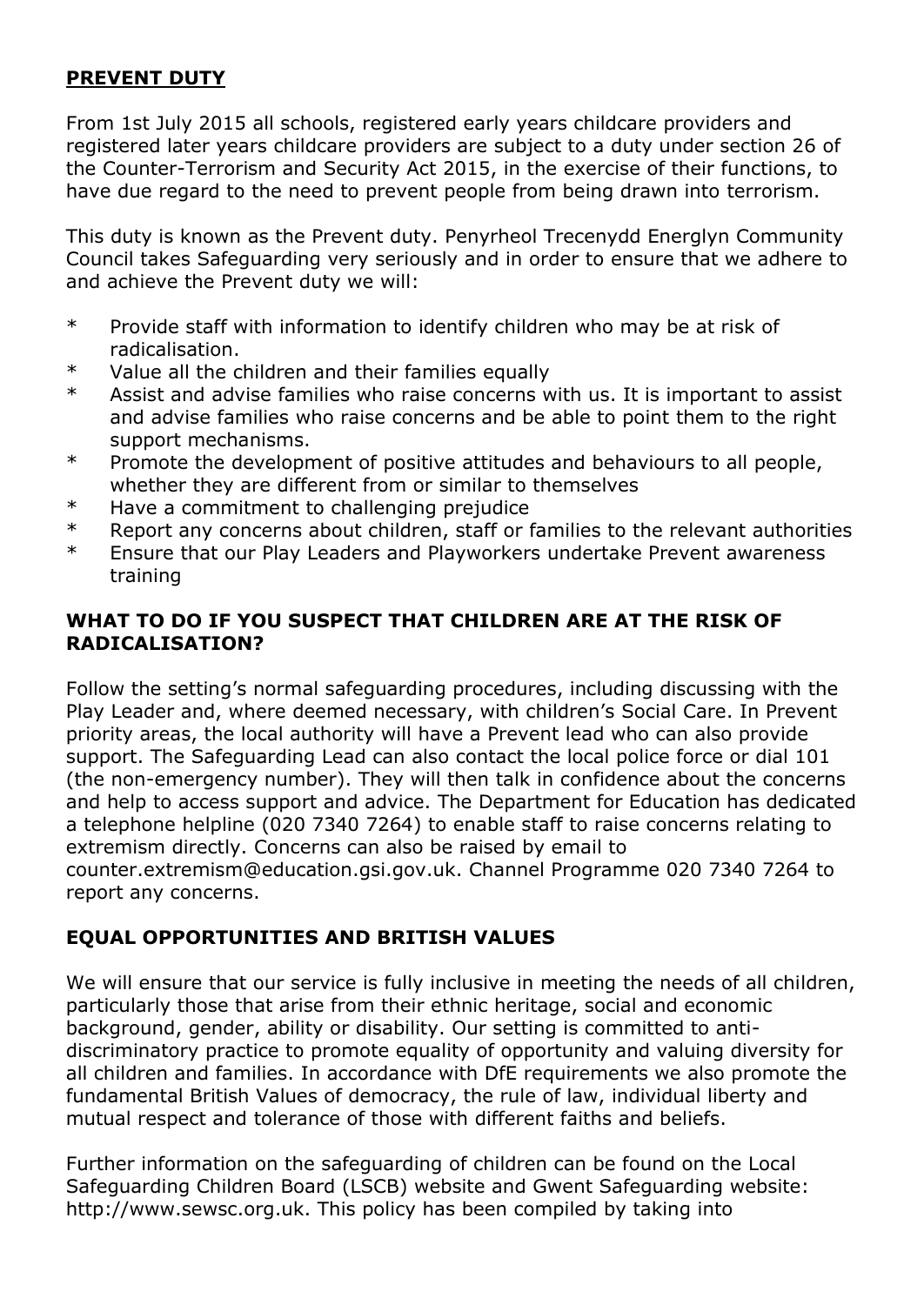## PREVENT DUTY

From 1st July 2015 all schools, registered early years childcare providers and registered later years childcare providers are subject to a duty under section 26 of the Counter-Terrorism and Security Act 2015, in the exercise of their functions, to have due regard to the need to prevent people from being drawn into terrorism.

This duty is known as the Prevent duty. Penyrheol Trecenydd Energlyn Community Council takes Safeguarding very seriously and in order to ensure that we adhere to and achieve the Prevent duty we will:

* Provide staff with information to identify children who may be at risk of radicalisation.
* Value all the children and their families equally
* Assist and advise families who raise concerns with us. It is important to assist and advise families who raise concerns and be able to point them to the right support mechanisms.
* Promote the development of positive attitudes and behaviours to all people, whether they are different from or similar to themselves
* Have a commitment to challenging prejudice
* Report any concerns about children, staff or families to the relevant authorities
* Ensure that our Play Leaders and Playworkers undertake Prevent awareness training

### WHAT TO DO IF YOU SUSPECT THAT CHILDREN ARE AT THE RISK OF RADICALISATION?

Follow the setting's normal safeguarding procedures, including discussing with the Play Leader and, where deemed necessary, with children's Social Care. In Prevent priority areas, the local authority will have a Prevent lead who can also provide support. The Safeguarding Lead can also contact the local police force or dial 101 (the non-emergency number). They will then talk in confidence about the concerns and help to access support and advice. The Department for Education has dedicated a telephone helpline (020 7340 7264) to enable staff to raise concerns relating to extremism directly. Concerns can also be raised by email to counter.extremism@education.gsi.gov.uk. Channel Programme 020 7340 7264 to report any concerns.

### EQUAL OPPORTUNITIES AND BRITISH VALUES

We will ensure that our service is fully inclusive in meeting the needs of all children, particularly those that arise from their ethnic heritage, social and economic background, gender, ability or disability. Our setting is committed to anti-discriminatory practice to promote equality of opportunity and valuing diversity for all children and families. In accordance with DfE requirements we also promote the fundamental British Values of democracy, the rule of law, individual liberty and mutual respect and tolerance of those with different faiths and beliefs.

Further information on the safeguarding of children can be found on the Local Safeguarding Children Board (LSCB) website and Gwent Safeguarding website: http://www.sewsc.org.uk. This policy has been compiled by taking into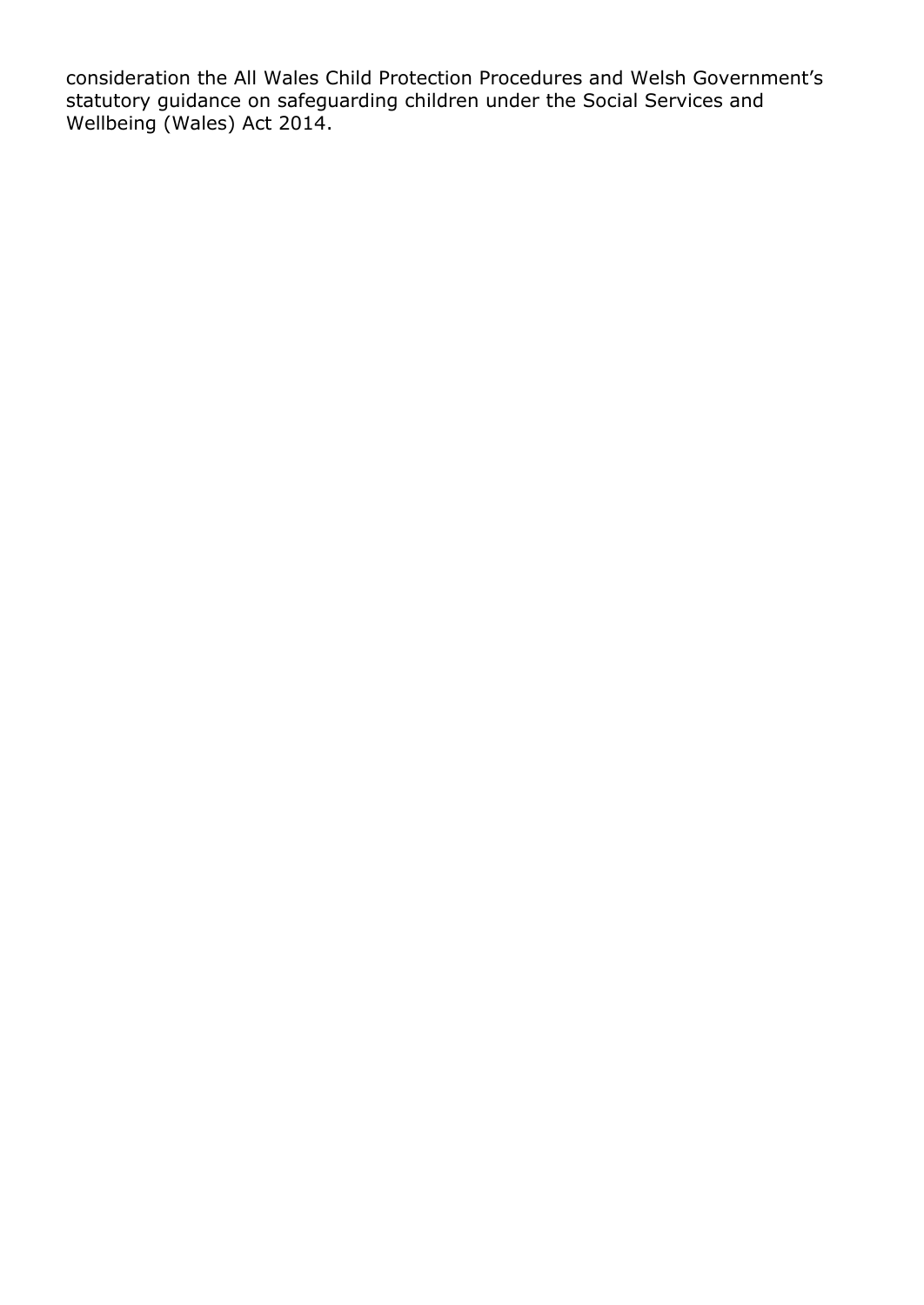consideration the All Wales Child Protection Procedures and Welsh Government's statutory guidance on safeguarding children under the Social Services and Wellbeing (Wales) Act 2014.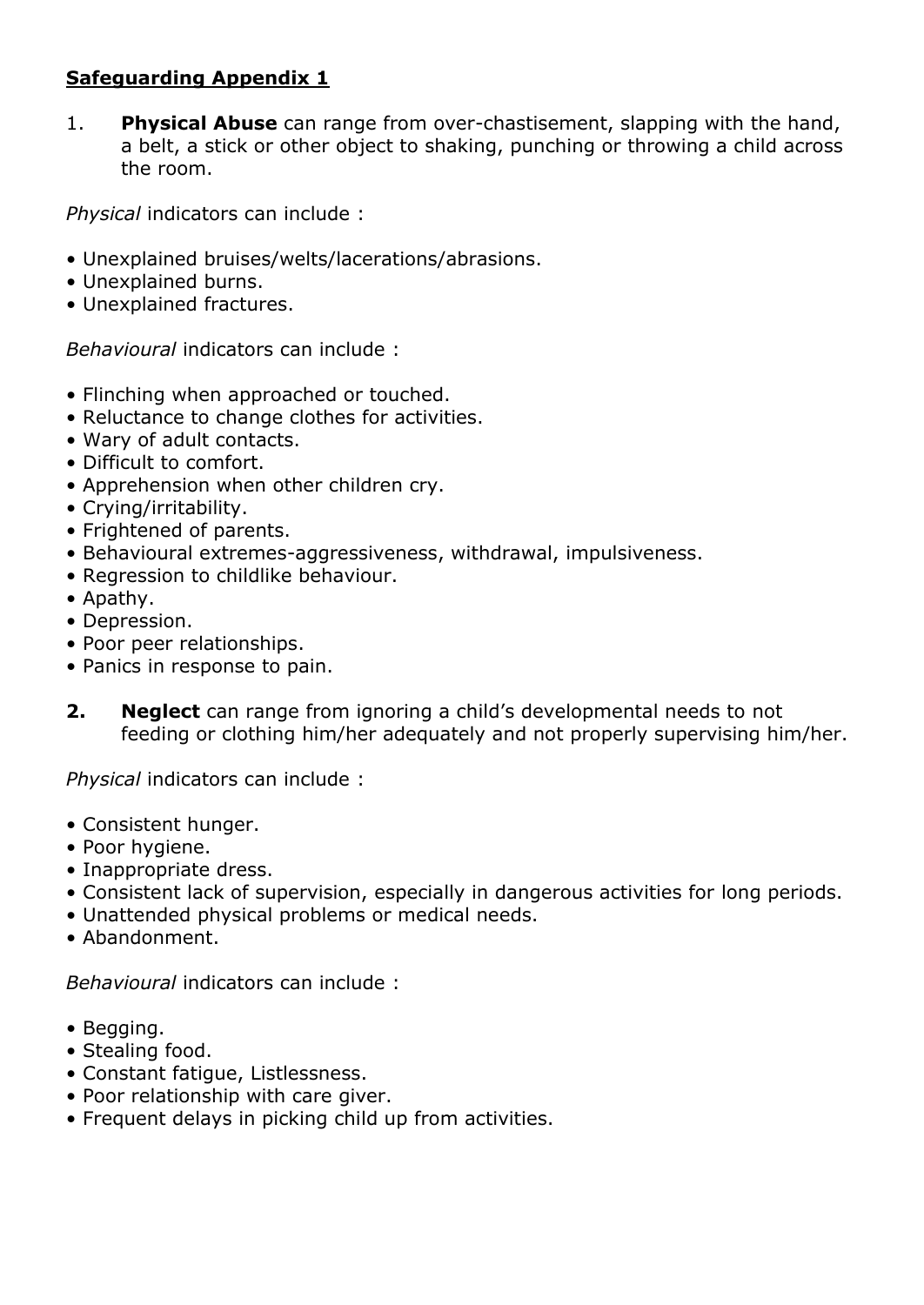**Safeguarding Appendix 1**

1. **Physical Abuse** can range from over-chastisement, slapping with the hand, a belt, a stick or other object to shaking, punching or throwing a child across the room.

*Physical* indicators can include :

- Unexplained bruises/welts/lacerations/abrasions.
- Unexplained burns.
- Unexplained fractures.

*Behavioural* indicators can include :

- Flinching when approached or touched.
- Reluctance to change clothes for activities.
- Wary of adult contacts.
- Difficult to comfort.
- Apprehension when other children cry.
- Crying/irritability.
- Frightened of parents.
- Behavioural extremes-aggressiveness, withdrawal, impulsiveness.
- Regression to childlike behaviour.
- Apathy.
- Depression.
- Poor peer relationships.
- Panics in response to pain.

**2. Neglect** can range from ignoring a child's developmental needs to not feeding or clothing him/her adequately and not properly supervising him/her.

*Physical* indicators can include :

- Consistent hunger.
- Poor hygiene.
- Inappropriate dress.
- Consistent lack of supervision, especially in dangerous activities for long periods.
- Unattended physical problems or medical needs.
- Abandonment.

*Behavioural* indicators can include :

- Begging.
- Stealing food.
- Constant fatigue, Listlessness.
- Poor relationship with care giver.
- Frequent delays in picking child up from activities.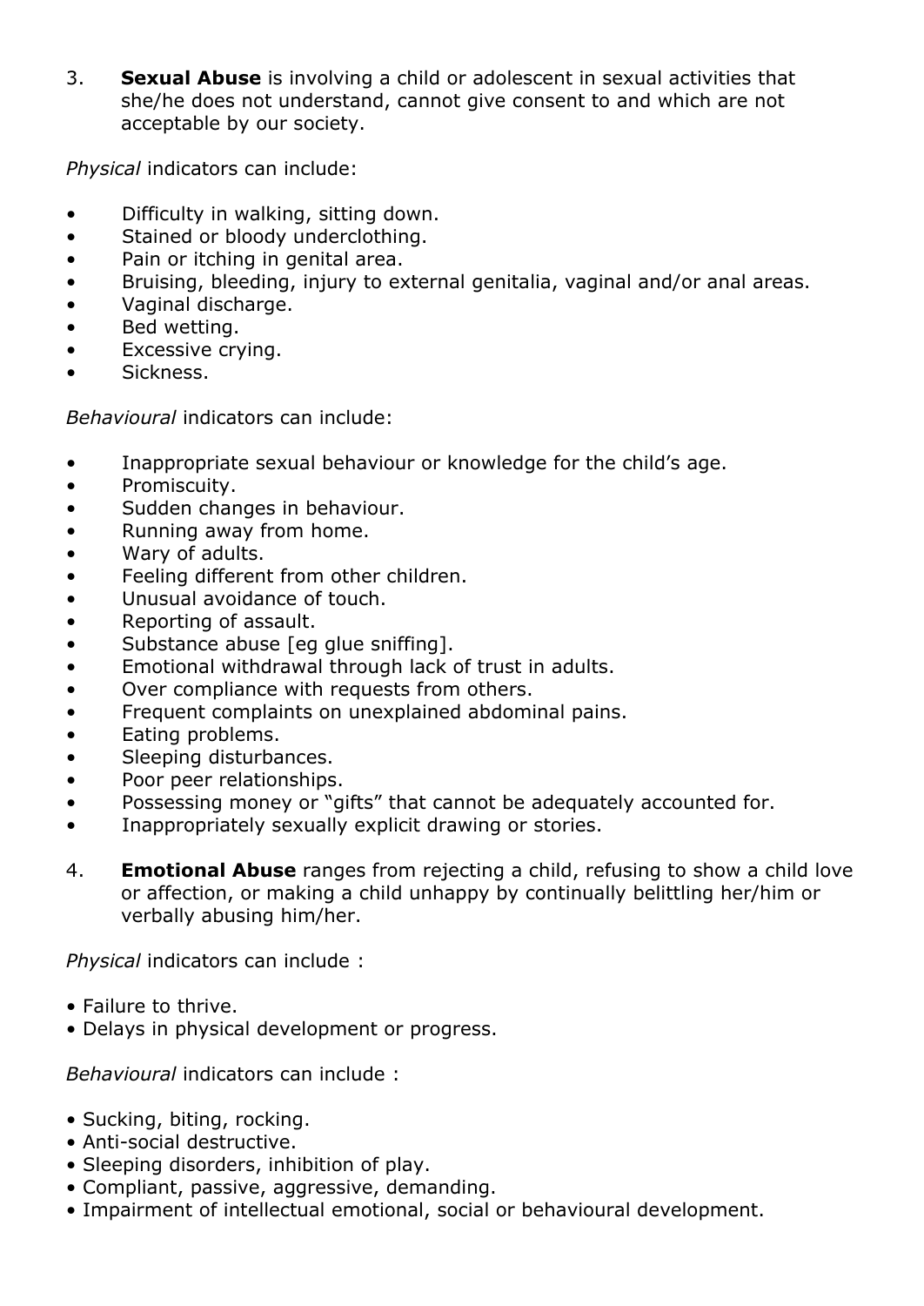3. **Sexual Abuse** is involving a child or adolescent in sexual activities that she/he does not understand, cannot give consent to and which are not acceptable by our society.

*Physical* indicators can include:

- Difficulty in walking, sitting down.
- Stained or bloody underclothing.
- Pain or itching in genital area.
- Bruising, bleeding, injury to external genitalia, vaginal and/or anal areas.
- Vaginal discharge.
- Bed wetting.
- Excessive crying.
- Sickness.

*Behavioural* indicators can include:

- Inappropriate sexual behaviour or knowledge for the child's age.
- Promiscuity.
- Sudden changes in behaviour.
- Running away from home.
- Wary of adults.
- Feeling different from other children.
- Unusual avoidance of touch.
- Reporting of assault.
- Substance abuse [eg glue sniffing].
- Emotional withdrawal through lack of trust in adults.
- Over compliance with requests from others.
- Frequent complaints on unexplained abdominal pains.
- Eating problems.
- Sleeping disturbances.
- Poor peer relationships.
- Possessing money or "gifts" that cannot be adequately accounted for.
- Inappropriately sexually explicit drawing or stories.

4. **Emotional Abuse** ranges from rejecting a child, refusing to show a child love or affection, or making a child unhappy by continually belittling her/him or verbally abusing him/her.

*Physical* indicators can include :

- Failure to thrive.
- Delays in physical development or progress.

*Behavioural* indicators can include :

- Sucking, biting, rocking.
- Anti-social destructive.
- Sleeping disorders, inhibition of play.
- Compliant, passive, aggressive, demanding.
- Impairment of intellectual emotional, social or behavioural development.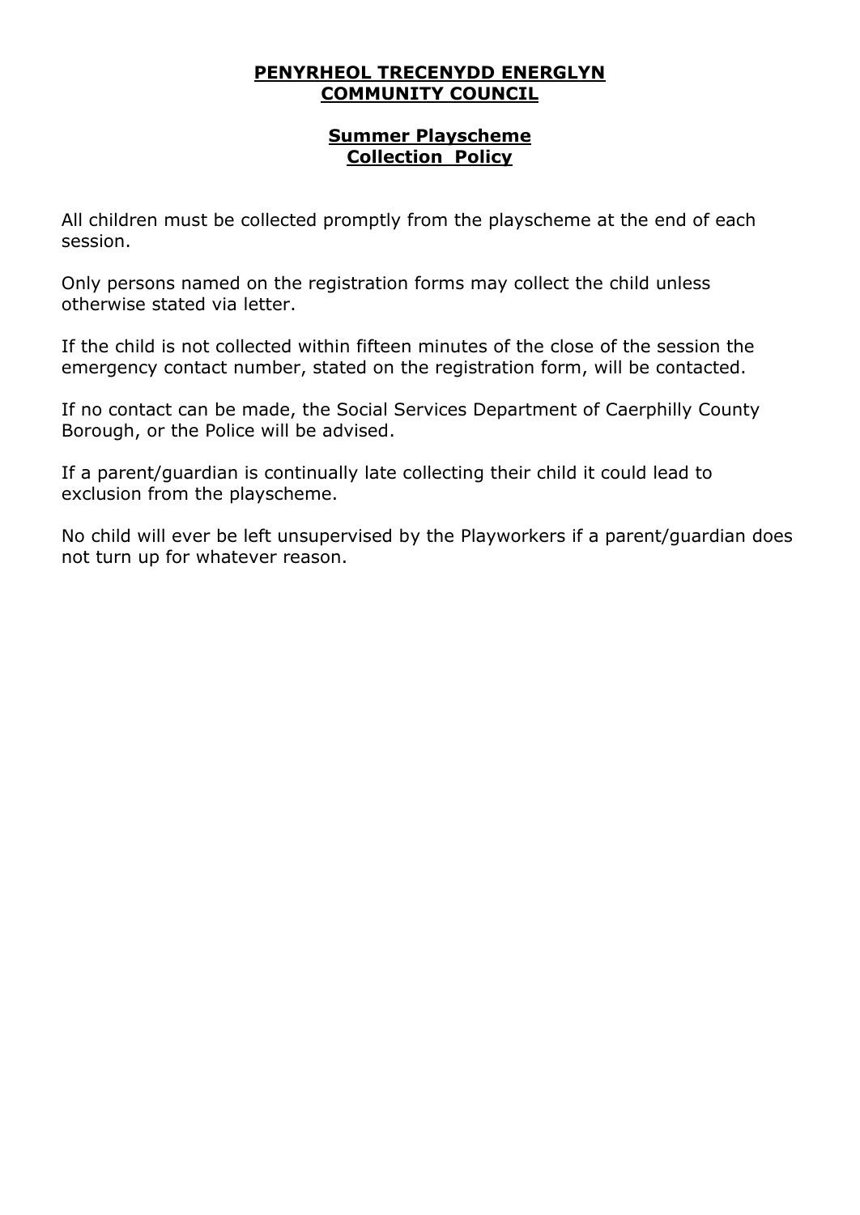**PENYRHEOL TRECENYDD ENERGLYN COMMUNITY COUNCIL**

**Summer Playscheme Collection Policy**

All children must be collected promptly from the playscheme at the end of each session.

Only persons named on the registration forms may collect the child unless otherwise stated via letter.

If the child is not collected within fifteen minutes of the close of the session the emergency contact number, stated on the registration form, will be contacted.

If no contact can be made, the Social Services Department of Caerphilly County Borough, or the Police will be advised.

If a parent/guardian is continually late collecting their child it could lead to exclusion from the playscheme.

No child will ever be left unsupervised by the Playworkers if a parent/guardian does not turn up for whatever reason.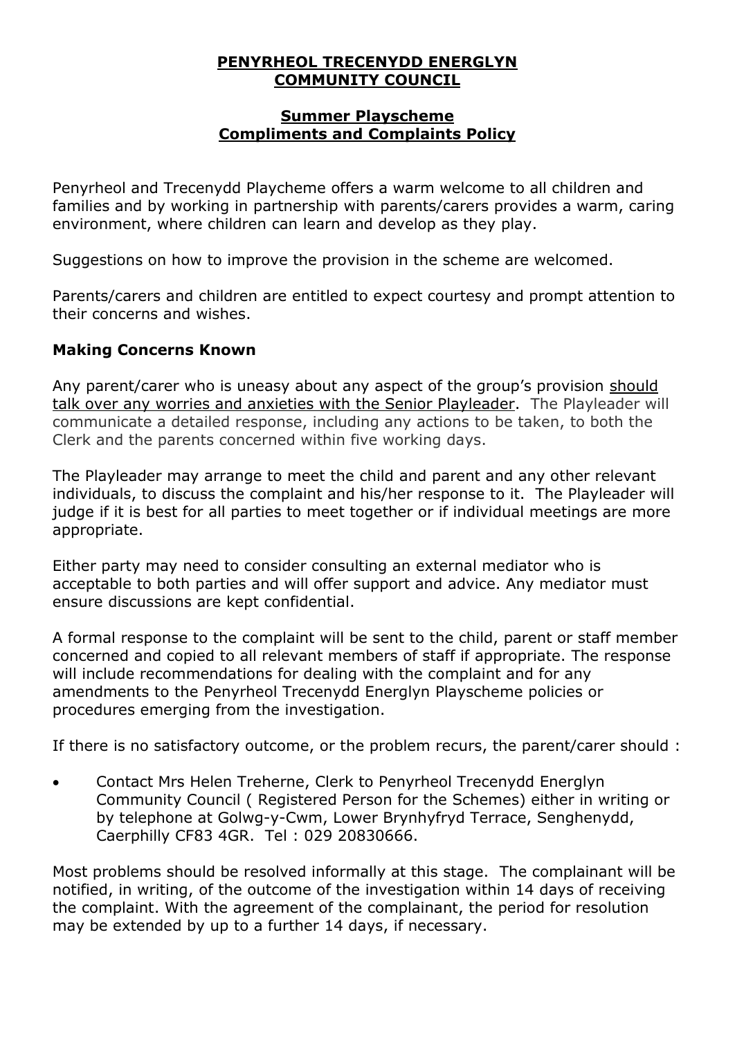**PENYRHEOL TRECENYDD ENERGLYN COMMUNITY COUNCIL**

**Summer Playscheme**
**Compliments and Complaints Policy**

Penyrheol and Trecenydd Playcheme offers a warm welcome to all children and families and by working in partnership with parents/carers provides a warm, caring environment, where children can learn and develop as they play.

Suggestions on how to improve the provision in the scheme are welcomed.

Parents/carers and children are entitled to expect courtesy and prompt attention to their concerns and wishes.

### Making Concerns Known

Any parent/carer who is uneasy about any aspect of the group's provision should talk over any worries and anxieties with the Senior Playleader. The Playleader will communicate a detailed response, including any actions to be taken, to both the Clerk and the parents concerned within five working days.

The Playleader may arrange to meet the child and parent and any other relevant individuals, to discuss the complaint and his/her response to it. The Playleader will judge if it is best for all parties to meet together or if individual meetings are more appropriate.

Either party may need to consider consulting an external mediator who is acceptable to both parties and will offer support and advice. Any mediator must ensure discussions are kept confidential.

A formal response to the complaint will be sent to the child, parent or staff member concerned and copied to all relevant members of staff if appropriate. The response will include recommendations for dealing with the complaint and for any amendments to the Penyrheol Trecenydd Energlyn Playscheme policies or procedures emerging from the investigation.

If there is no satisfactory outcome, or the problem recurs, the parent/carer should :

- Contact Mrs Helen Treherne, Clerk to Penyrheol Trecenydd Energlyn Community Council ( Registered Person for the Schemes) either in writing or by telephone at Golwg-y-Cwm, Lower Brynhyfryd Terrace, Senghenydd, Caerphilly CF83 4GR. Tel : 029 20830666.

Most problems should be resolved informally at this stage. The complainant will be notified, in writing, of the outcome of the investigation within 14 days of receiving the complaint. With the agreement of the complainant, the period for resolution may be extended by up to a further 14 days, if necessary.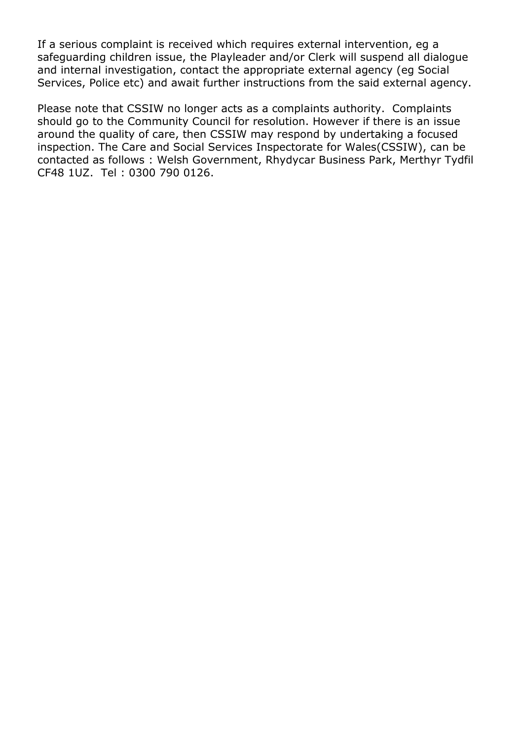If a serious complaint is received which requires external intervention, eg a safeguarding children issue, the Playleader and/or Clerk will suspend all dialogue and internal investigation, contact the appropriate external agency (eg Social Services, Police etc) and await further instructions from the said external agency.

Please note that CSSIW no longer acts as a complaints authority. Complaints should go to the Community Council for resolution. However if there is an issue around the quality of care, then CSSIW may respond by undertaking a focused inspection. The Care and Social Services Inspectorate for Wales(CSSIW), can be contacted as follows : Welsh Government, Rhydycar Business Park, Merthyr Tydfil CF48 1UZ. Tel : 0300 790 0126.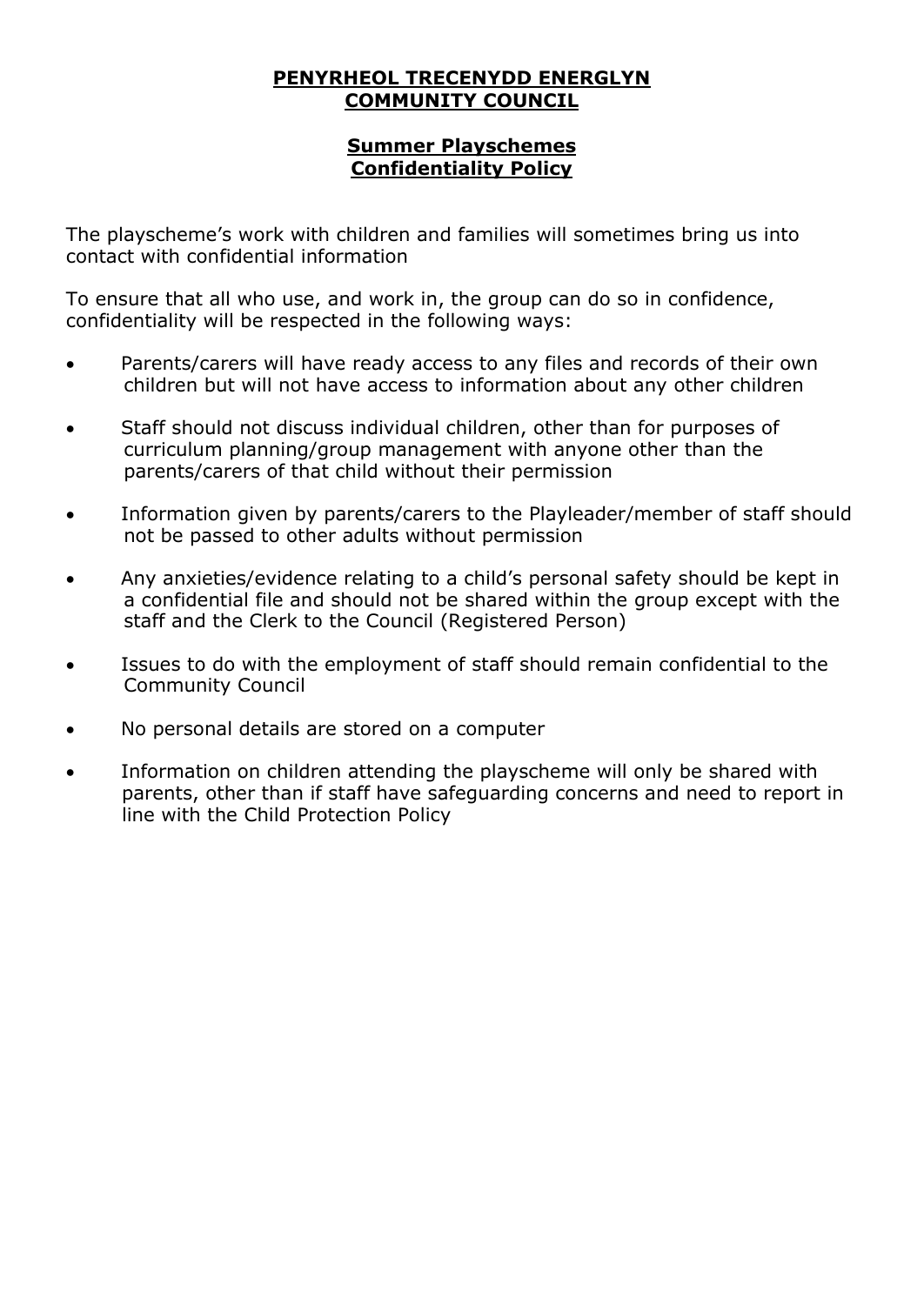# **PENYRHEOL TRECENYDD ENERGLYN COMMUNITY COUNCIL**

## **Summer Playschemes Confidentiality Policy**

The playscheme's work with children and families will sometimes bring us into contact with confidential information

To ensure that all who use, and work in, the group can do so in confidence, confidentiality will be respected in the following ways:

- Parents/carers will have ready access to any files and records of their own children but will not have access to information about any other children
- Staff should not discuss individual children, other than for purposes of curriculum planning/group management with anyone other than the parents/carers of that child without their permission
- Information given by parents/carers to the Playleader/member of staff should not be passed to other adults without permission
- Any anxieties/evidence relating to a child's personal safety should be kept in a confidential file and should not be shared within the group except with the staff and the Clerk to the Council (Registered Person)
- Issues to do with the employment of staff should remain confidential to the Community Council
- No personal details are stored on a computer
- Information on children attending the playscheme will only be shared with parents, other than if staff have safeguarding concerns and need to report in line with the Child Protection Policy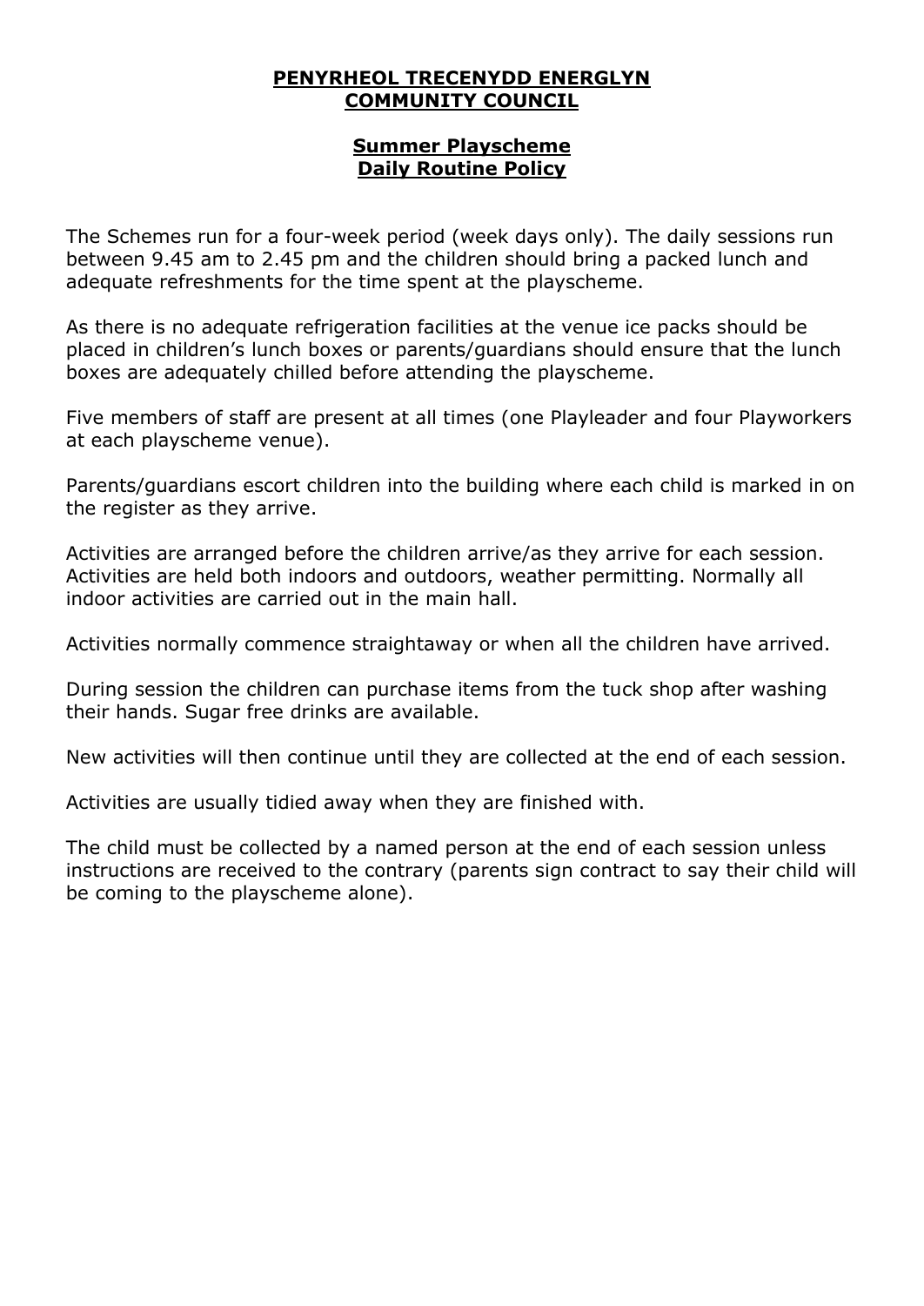# PENYRHEOL TRECENYDD ENERGLYN COMMUNITY COUNCIL

## Summer Playscheme Daily Routine Policy

The Schemes run for a four-week period (week days only). The daily sessions run between 9.45 am to 2.45 pm and the children should bring a packed lunch and adequate refreshments for the time spent at the playscheme.

As there is no adequate refrigeration facilities at the venue ice packs should be placed in children's lunch boxes or parents/guardians should ensure that the lunch boxes are adequately chilled before attending the playscheme.

Five members of staff are present at all times (one Playleader and four Playworkers at each playscheme venue).

Parents/guardians escort children into the building where each child is marked in on the register as they arrive.

Activities are arranged before the children arrive/as they arrive for each session. Activities are held both indoors and outdoors, weather permitting. Normally all indoor activities are carried out in the main hall.

Activities normally commence straightaway or when all the children have arrived.

During session the children can purchase items from the tuck shop after washing their hands. Sugar free drinks are available.

New activities will then continue until they are collected at the end of each session.

Activities are usually tidied away when they are finished with.

The child must be collected by a named person at the end of each session unless instructions are received to the contrary (parents sign contract to say their child will be coming to the playscheme alone).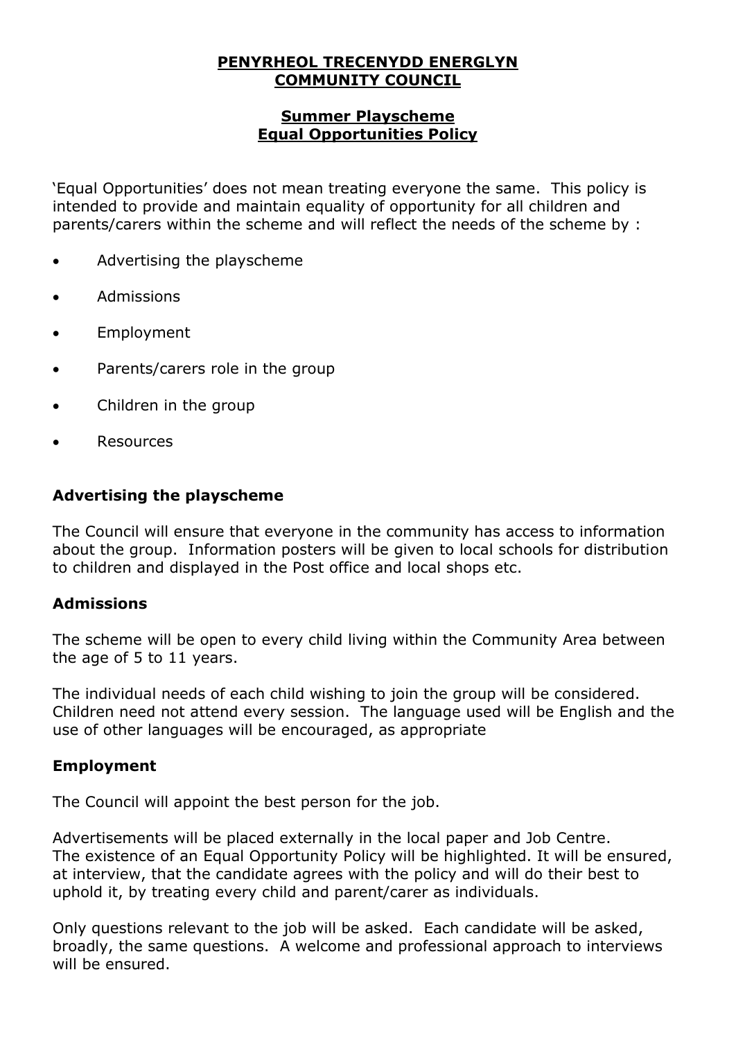**PENYRHEOL TRECENYDD ENERGLYN COMMUNITY COUNCIL**

**Summer Playscheme**
**Equal Opportunities Policy**

'Equal Opportunities' does not mean treating everyone the same. This policy is intended to provide and maintain equality of opportunity for all children and parents/carers within the scheme and will reflect the needs of the scheme by :

- Advertising the playscheme
- Admissions
- Employment
- Parents/carers role in the group
- Children in the group
- Resources

### Advertising the playscheme

The Council will ensure that everyone in the community has access to information about the group. Information posters will be given to local schools for distribution to children and displayed in the Post office and local shops etc.

### Admissions

The scheme will be open to every child living within the Community Area between the age of 5 to 11 years.

The individual needs of each child wishing to join the group will be considered. Children need not attend every session. The language used will be English and the use of other languages will be encouraged, as appropriate

### Employment

The Council will appoint the best person for the job.

Advertisements will be placed externally in the local paper and Job Centre. The existence of an Equal Opportunity Policy will be highlighted. It will be ensured, at interview, that the candidate agrees with the policy and will do their best to uphold it, by treating every child and parent/carer as individuals.

Only questions relevant to the job will be asked. Each candidate will be asked, broadly, the same questions. A welcome and professional approach to interviews will be ensured.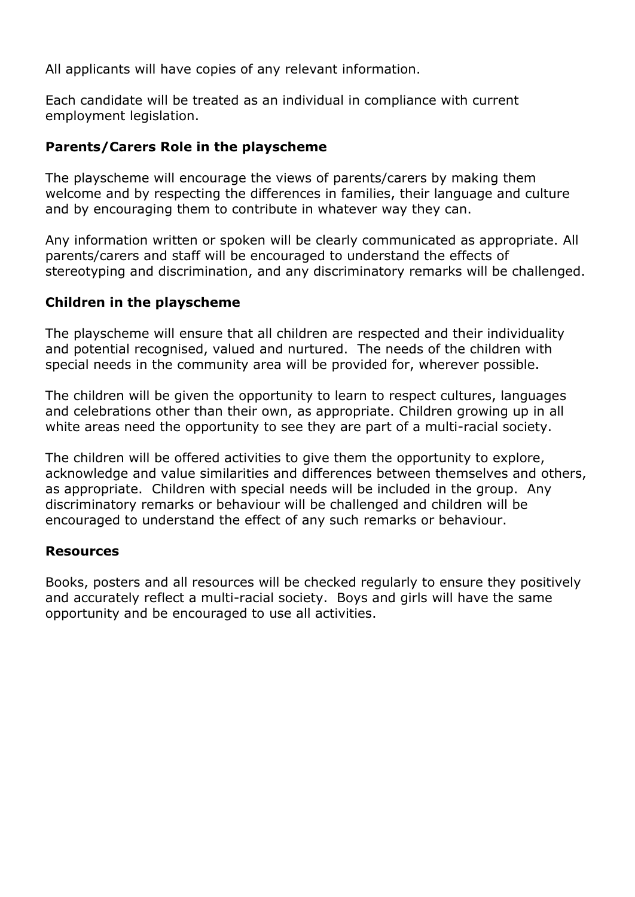All applicants will have copies of any relevant information.

Each candidate will be treated as an individual in compliance with current employment legislation.

### Parents/Carers Role in the playscheme

The playscheme will encourage the views of parents/carers by making them welcome and by respecting the differences in families, their language and culture and by encouraging them to contribute in whatever way they can.

Any information written or spoken will be clearly communicated as appropriate. All parents/carers and staff will be encouraged to understand the effects of stereotyping and discrimination, and any discriminatory remarks will be challenged.

### Children in the playscheme

The playscheme will ensure that all children are respected and their individuality and potential recognised, valued and nurtured. The needs of the children with special needs in the community area will be provided for, wherever possible.

The children will be given the opportunity to learn to respect cultures, languages and celebrations other than their own, as appropriate. Children growing up in all white areas need the opportunity to see they are part of a multi-racial society.

The children will be offered activities to give them the opportunity to explore, acknowledge and value similarities and differences between themselves and others, as appropriate. Children with special needs will be included in the group. Any discriminatory remarks or behaviour will be challenged and children will be encouraged to understand the effect of any such remarks or behaviour.

### Resources

Books, posters and all resources will be checked regularly to ensure they positively and accurately reflect a multi-racial society. Boys and girls will have the same opportunity and be encouraged to use all activities.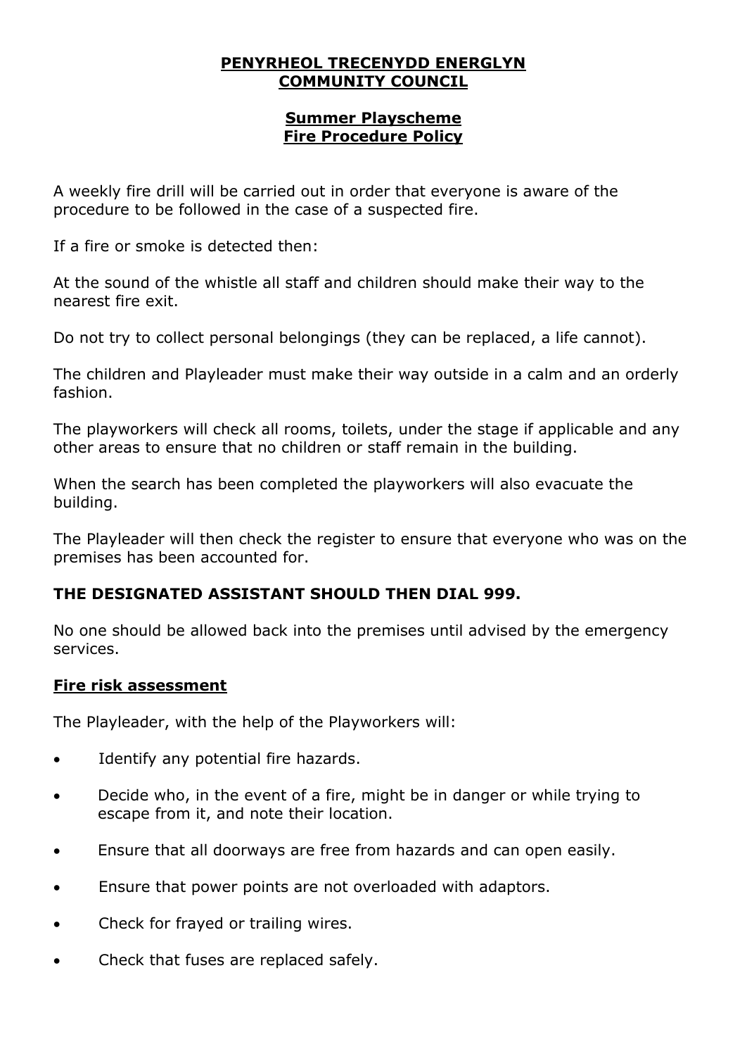**PENYRHEOL TRECENYDD ENERGLYN COMMUNITY COUNCIL**

**Summer Playscheme**
**Fire Procedure Policy**

A weekly fire drill will be carried out in order that everyone is aware of the procedure to be followed in the case of a suspected fire.

If a fire or smoke is detected then:

At the sound of the whistle all staff and children should make their way to the nearest fire exit.

Do not try to collect personal belongings (they can be replaced, a life cannot).

The children and Playleader must make their way outside in a calm and an orderly fashion.

The playworkers will check all rooms, toilets, under the stage if applicable and any other areas to ensure that no children or staff remain in the building.

When the search has been completed the playworkers will also evacuate the building.

The Playleader will then check the register to ensure that everyone who was on the premises has been accounted for.

**THE DESIGNATED ASSISTANT SHOULD THEN DIAL 999.**

No one should be allowed back into the premises until advised by the emergency services.

**Fire risk assessment**

The Playleader, with the help of the Playworkers will:

- Identify any potential fire hazards.
- Decide who, in the event of a fire, might be in danger or while trying to escape from it, and note their location.
- Ensure that all doorways are free from hazards and can open easily.
- Ensure that power points are not overloaded with adaptors.
- Check for frayed or trailing wires.
- Check that fuses are replaced safely.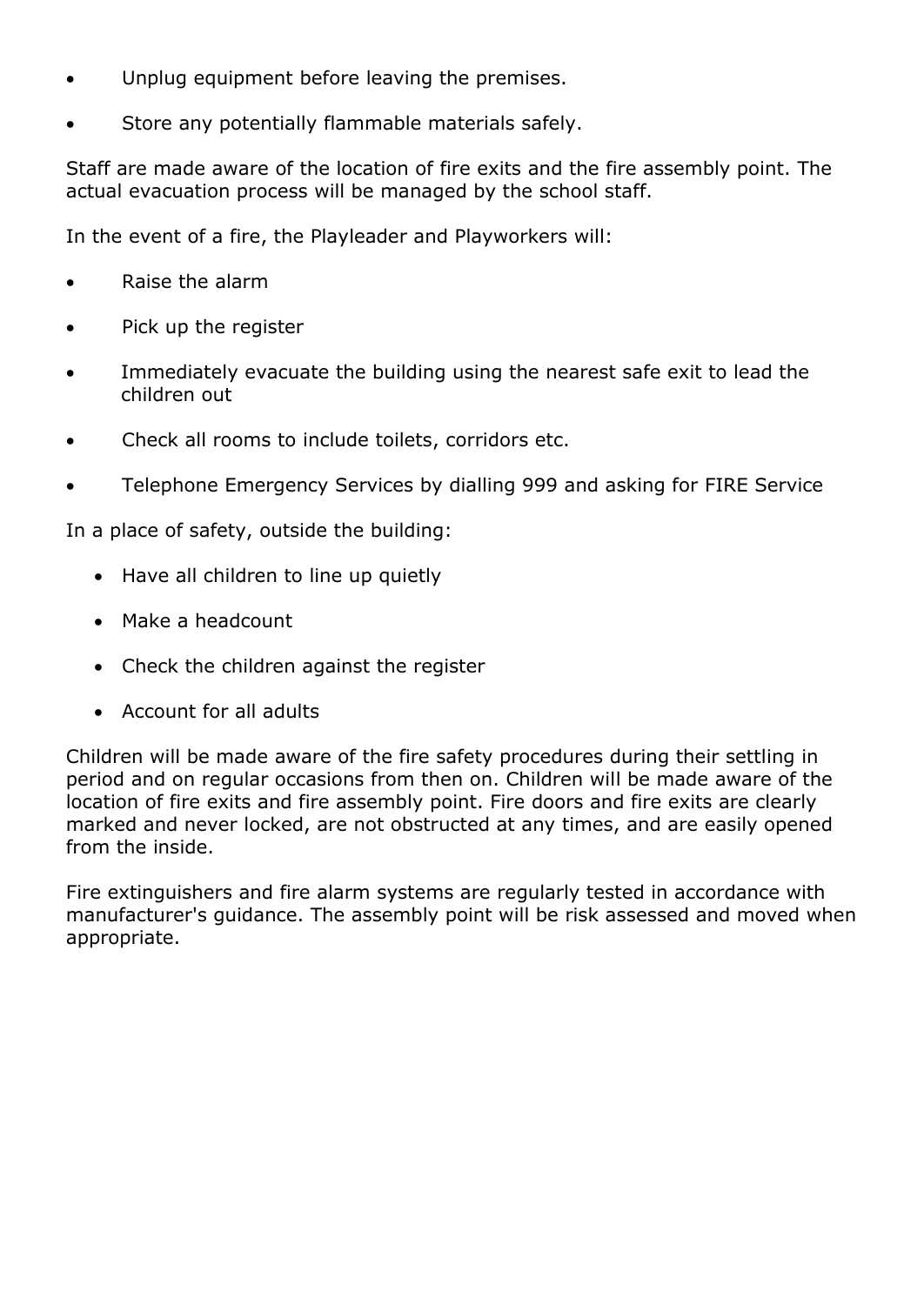- Unplug equipment before leaving the premises.
- Store any potentially flammable materials safely.

Staff are made aware of the location of fire exits and the fire assembly point. The actual evacuation process will be managed by the school staff.

In the event of a fire, the Playleader and Playworkers will:

- Raise the alarm
- Pick up the register
- Immediately evacuate the building using the nearest safe exit to lead the children out
- Check all rooms to include toilets, corridors etc.
- Telephone Emergency Services by dialling 999 and asking for FIRE Service

In a place of safety, outside the building:

- Have all children to line up quietly
- Make a headcount
- Check the children against the register
- Account for all adults

Children will be made aware of the fire safety procedures during their settling in period and on regular occasions from then on. Children will be made aware of the location of fire exits and fire assembly point. Fire doors and fire exits are clearly marked and never locked, are not obstructed at any times, and are easily opened from the inside.

Fire extinguishers and fire alarm systems are regularly tested in accordance with manufacturer's guidance. The assembly point will be risk assessed and moved when appropriate.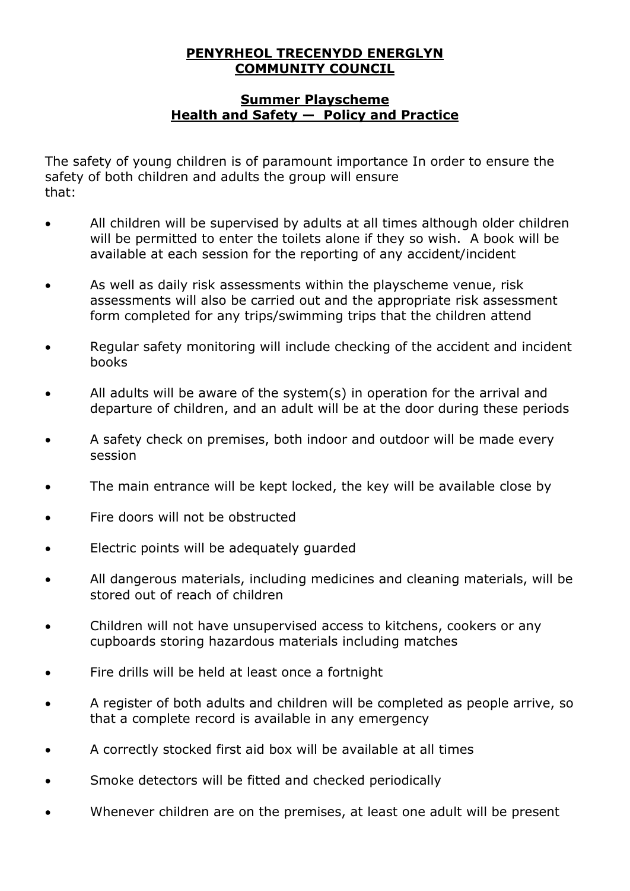**PENYRHEOL TRECENYDD ENERGLYN COMMUNITY COUNCIL**

**Summer Playscheme**
**Health and Safety — Policy and Practice**

The safety of young children is of paramount importance In order to ensure the safety of both children and adults the group will ensure that:

- All children will be supervised by adults at all times although older children will be permitted to enter the toilets alone if they so wish. A book will be available at each session for the reporting of any accident/incident
- As well as daily risk assessments within the playscheme venue, risk assessments will also be carried out and the appropriate risk assessment form completed for any trips/swimming trips that the children attend
- Regular safety monitoring will include checking of the accident and incident books
- All adults will be aware of the system(s) in operation for the arrival and departure of children, and an adult will be at the door during these periods
- A safety check on premises, both indoor and outdoor will be made every session
- The main entrance will be kept locked, the key will be available close by
- Fire doors will not be obstructed
- Electric points will be adequately guarded
- All dangerous materials, including medicines and cleaning materials, will be stored out of reach of children
- Children will not have unsupervised access to kitchens, cookers or any cupboards storing hazardous materials including matches
- Fire drills will be held at least once a fortnight
- A register of both adults and children will be completed as people arrive, so that a complete record is available in any emergency
- A correctly stocked first aid box will be available at all times
- Smoke detectors will be fitted and checked periodically
- Whenever children are on the premises, at least one adult will be present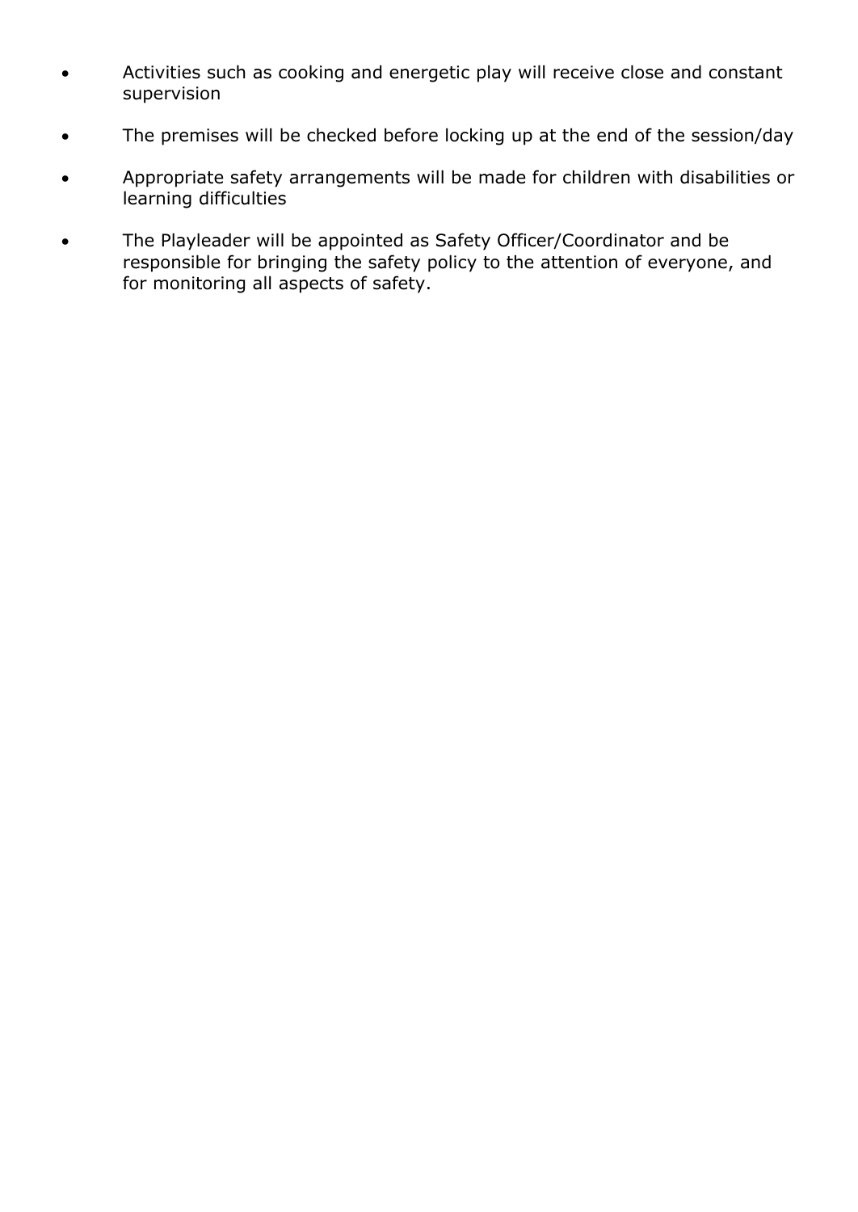- Activities such as cooking and energetic play will receive close and constant supervision
- The premises will be checked before locking up at the end of the session/day
- Appropriate safety arrangements will be made for children with disabilities or learning difficulties
- The Playleader will be appointed as Safety Officer/Coordinator and be responsible for bringing the safety policy to the attention of everyone, and for monitoring all aspects of safety.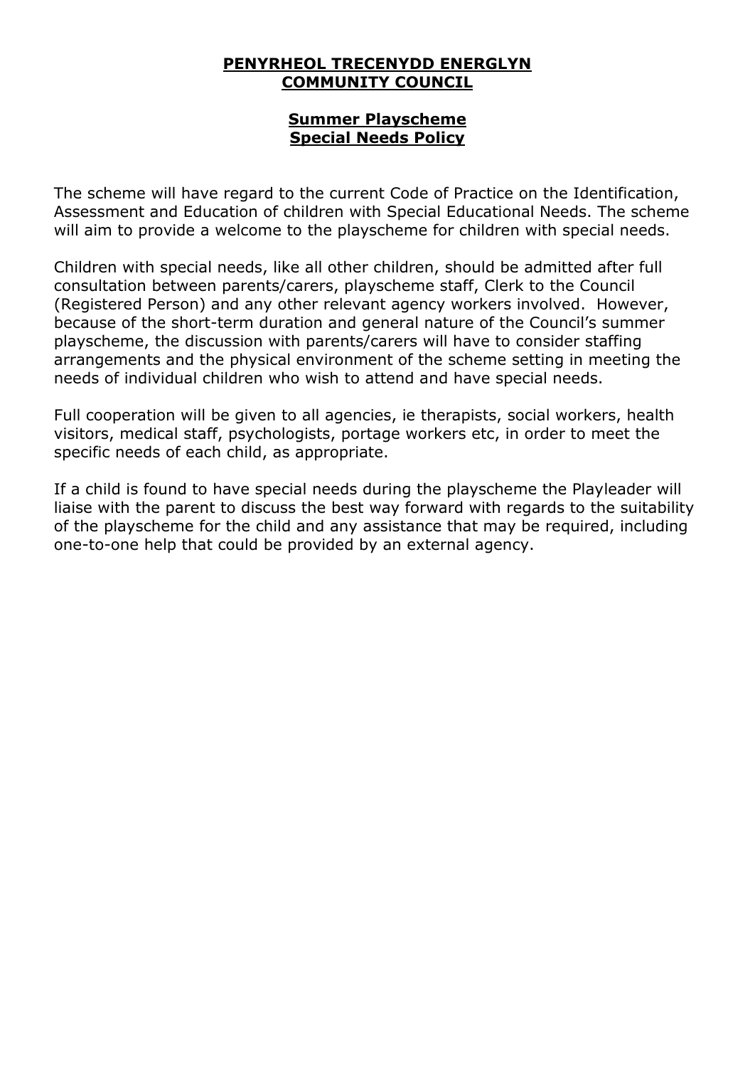# PENYRHEOL TRECENYDD ENERGLYN COMMUNITY COUNCIL

## Summer Playscheme
## Special Needs Policy

The scheme will have regard to the current Code of Practice on the Identification, Assessment and Education of children with Special Educational Needs. The scheme will aim to provide a welcome to the playscheme for children with special needs.

Children with special needs, like all other children, should be admitted after full consultation between parents/carers, playscheme staff, Clerk to the Council (Registered Person) and any other relevant agency workers involved. However, because of the short-term duration and general nature of the Council's summer playscheme, the discussion with parents/carers will have to consider staffing arrangements and the physical environment of the scheme setting in meeting the needs of individual children who wish to attend and have special needs.

Full cooperation will be given to all agencies, ie therapists, social workers, health visitors, medical staff, psychologists, portage workers etc, in order to meet the specific needs of each child, as appropriate.

If a child is found to have special needs during the playscheme the Playleader will liaise with the parent to discuss the best way forward with regards to the suitability of the playscheme for the child and any assistance that may be required, including one-to-one help that could be provided by an external agency.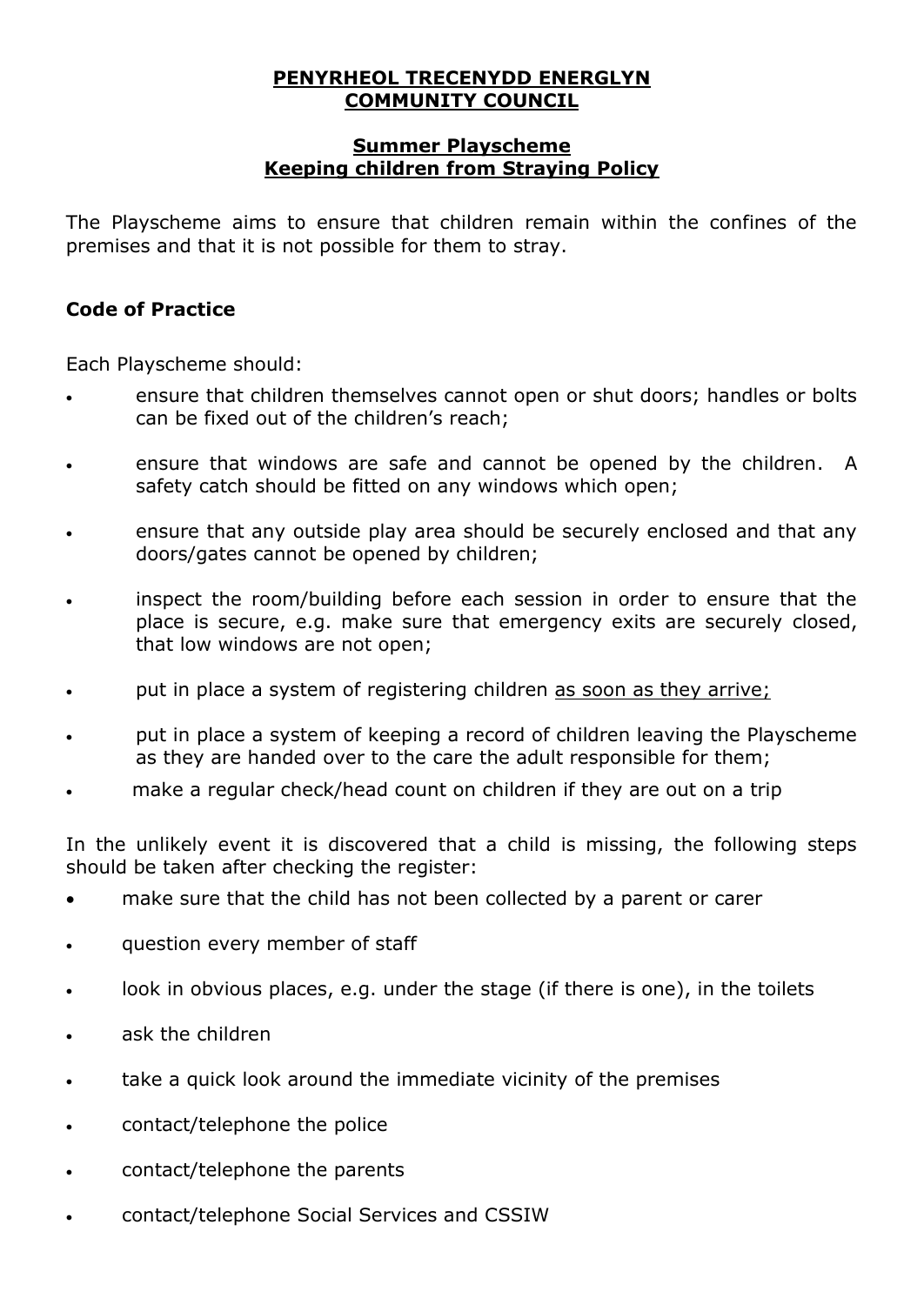**PENYRHEOL TRECENYDD ENERGLYN COMMUNITY COUNCIL**

**Summer Playscheme**
**Keeping children from Straying Policy**

The Playscheme aims to ensure that children remain within the confines of the premises and that it is not possible for them to stray.

**Code of Practice**

Each Playscheme should:

- ensure that children themselves cannot open or shut doors; handles or bolts can be fixed out of the children's reach;
- ensure that windows are safe and cannot be opened by the children. A safety catch should be fitted on any windows which open;
- ensure that any outside play area should be securely enclosed and that any doors/gates cannot be opened by children;
- inspect the room/building before each session in order to ensure that the place is secure, e.g. make sure that emergency exits are securely closed, that low windows are not open;
- put in place a system of registering children as soon as they arrive;
- put in place a system of keeping a record of children leaving the Playscheme as they are handed over to the care the adult responsible for them;
- make a regular check/head count on children if they are out on a trip

In the unlikely event it is discovered that a child is missing, the following steps should be taken after checking the register:

- make sure that the child has not been collected by a parent or carer
- question every member of staff
- look in obvious places, e.g. under the stage (if there is one), in the toilets
- ask the children
- take a quick look around the immediate vicinity of the premises
- contact/telephone the police
- contact/telephone the parents
- contact/telephone Social Services and CSSIW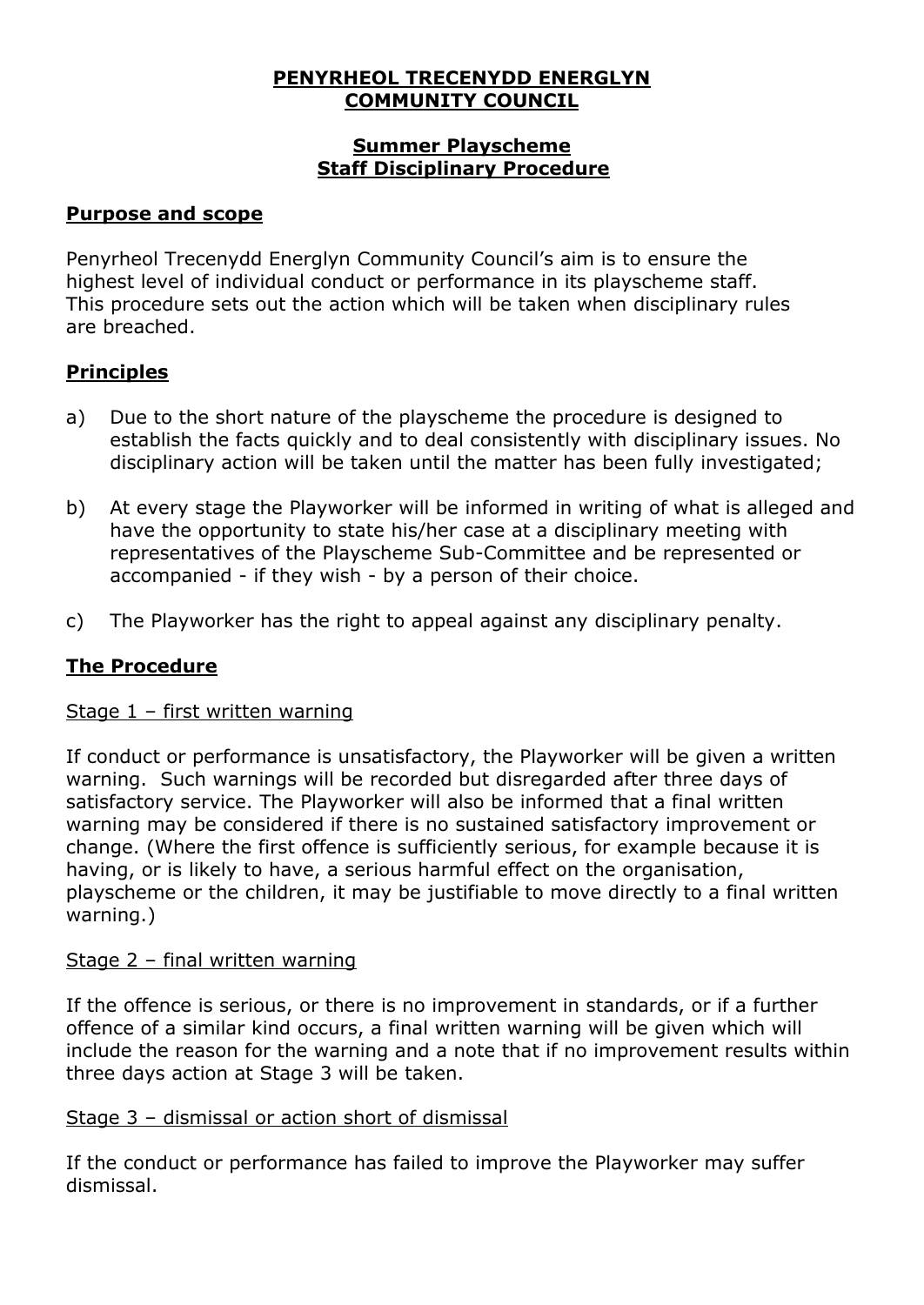# PENYRHEOL TRECENYDD ENERGLYN COMMUNITY COUNCIL

## Summer Playscheme Staff Disciplinary Procedure

### Purpose and scope

Penyrheol Trecenydd Energlyn Community Council's aim is to ensure the highest level of individual conduct or performance in its playscheme staff. This procedure sets out the action which will be taken when disciplinary rules are breached.

### Principles

a) Due to the short nature of the playscheme the procedure is designed to establish the facts quickly and to deal consistently with disciplinary issues. No disciplinary action will be taken until the matter has been fully investigated;

b) At every stage the Playworker will be informed in writing of what is alleged and have the opportunity to state his/her case at a disciplinary meeting with representatives of the Playscheme Sub-Committee and be represented or accompanied - if they wish - by a person of their choice.

c) The Playworker has the right to appeal against any disciplinary penalty.

### The Procedure

Stage 1 – first written warning

If conduct or performance is unsatisfactory, the Playworker will be given a written warning. Such warnings will be recorded but disregarded after three days of satisfactory service. The Playworker will also be informed that a final written warning may be considered if there is no sustained satisfactory improvement or change. (Where the first offence is sufficiently serious, for example because it is having, or is likely to have, a serious harmful effect on the organisation, playscheme or the children, it may be justifiable to move directly to a final written warning.)

Stage 2 – final written warning

If the offence is serious, or there is no improvement in standards, or if a further offence of a similar kind occurs, a final written warning will be given which will include the reason for the warning and a note that if no improvement results within three days action at Stage 3 will be taken.

Stage 3 – dismissal or action short of dismissal

If the conduct or performance has failed to improve the Playworker may suffer dismissal.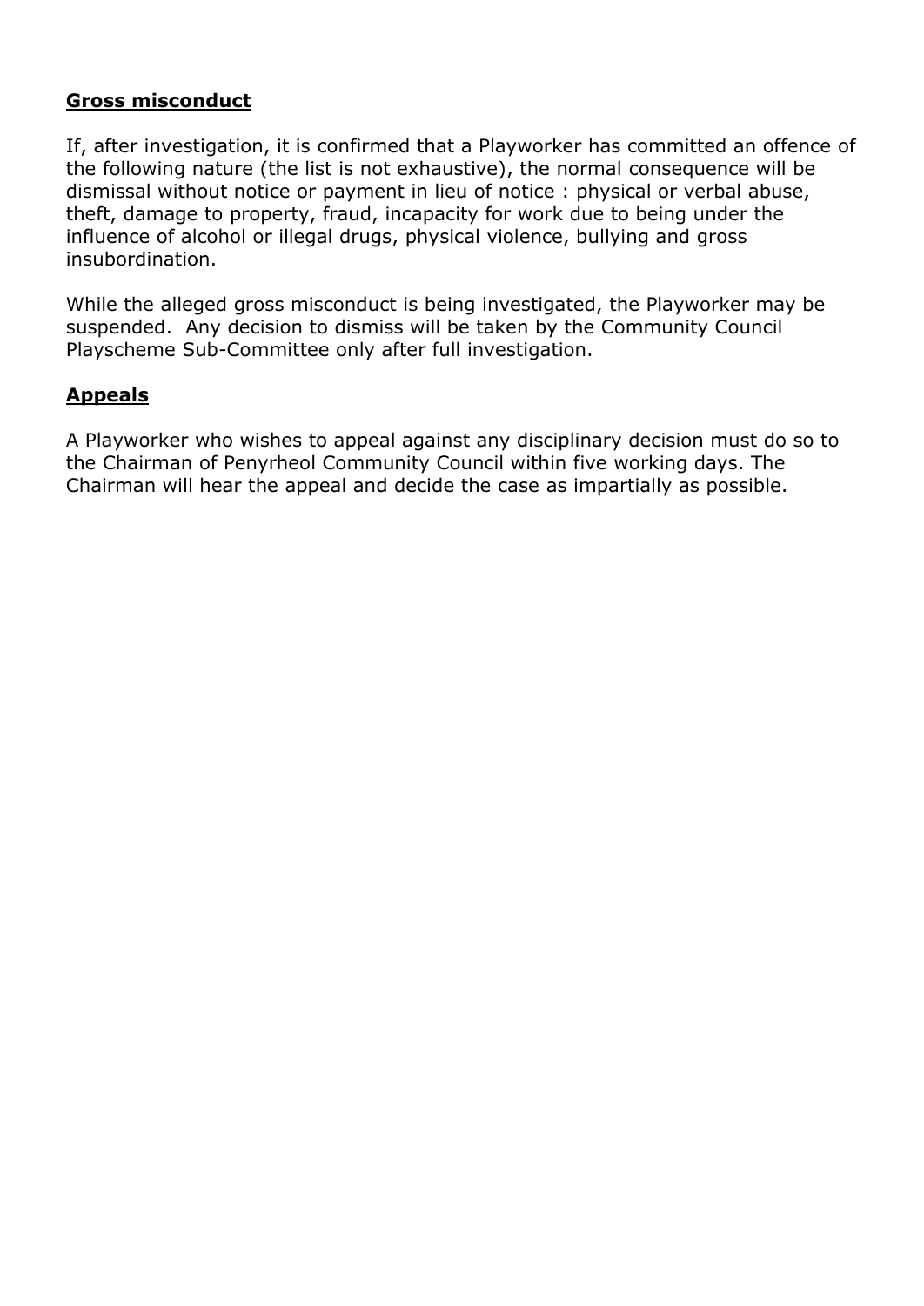**Gross misconduct**

If, after investigation, it is confirmed that a Playworker has committed an offence of the following nature (the list is not exhaustive), the normal consequence will be dismissal without notice or payment in lieu of notice : physical or verbal abuse, theft, damage to property, fraud, incapacity for work due to being under the influence of alcohol or illegal drugs, physical violence, bullying and gross insubordination.

While the alleged gross misconduct is being investigated, the Playworker may be suspended. Any decision to dismiss will be taken by the Community Council Playscheme Sub-Committee only after full investigation.

**Appeals**

A Playworker who wishes to appeal against any disciplinary decision must do so to the Chairman of Penyrheol Community Council within five working days. The Chairman will hear the appeal and decide the case as impartially as possible.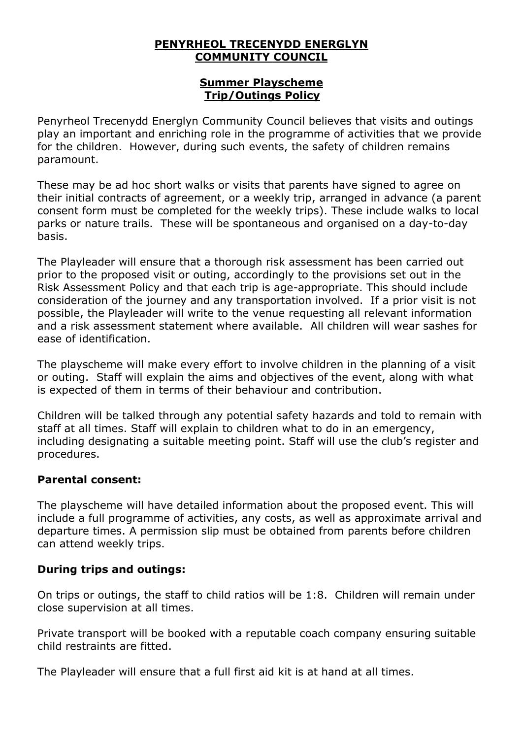**PENYRHEOL TRECENYDD ENERGLYN COMMUNITY COUNCIL**

**Summer Playscheme**
**Trip/Outings Policy**

Penyrheol Trecenydd Energlyn Community Council believes that visits and outings play an important and enriching role in the programme of activities that we provide for the children. However, during such events, the safety of children remains paramount.

These may be ad hoc short walks or visits that parents have signed to agree on their initial contracts of agreement, or a weekly trip, arranged in advance (a parent consent form must be completed for the weekly trips). These include walks to local parks or nature trails. These will be spontaneous and organised on a day-to-day basis.

The Playleader will ensure that a thorough risk assessment has been carried out prior to the proposed visit or outing, accordingly to the provisions set out in the Risk Assessment Policy and that each trip is age-appropriate. This should include consideration of the journey and any transportation involved. If a prior visit is not possible, the Playleader will write to the venue requesting all relevant information and a risk assessment statement where available. All children will wear sashes for ease of identification.

The playscheme will make every effort to involve children in the planning of a visit or outing. Staff will explain the aims and objectives of the event, along with what is expected of them in terms of their behaviour and contribution.

Children will be talked through any potential safety hazards and told to remain with staff at all times. Staff will explain to children what to do in an emergency, including designating a suitable meeting point. Staff will use the club's register and procedures.

**Parental consent:**

The playscheme will have detailed information about the proposed event. This will include a full programme of activities, any costs, as well as approximate arrival and departure times. A permission slip must be obtained from parents before children can attend weekly trips.

**During trips and outings:**

On trips or outings, the staff to child ratios will be 1:8. Children will remain under close supervision at all times.

Private transport will be booked with a reputable coach company ensuring suitable child restraints are fitted.

The Playleader will ensure that a full first aid kit is at hand at all times.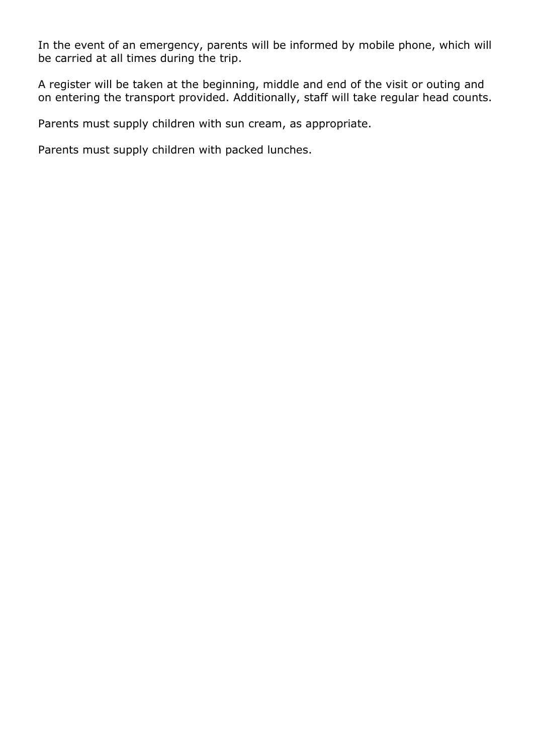In the event of an emergency, parents will be informed by mobile phone, which will be carried at all times during the trip.

A register will be taken at the beginning, middle and end of the visit or outing and on entering the transport provided. Additionally, staff will take regular head counts.

Parents must supply children with sun cream, as appropriate.

Parents must supply children with packed lunches.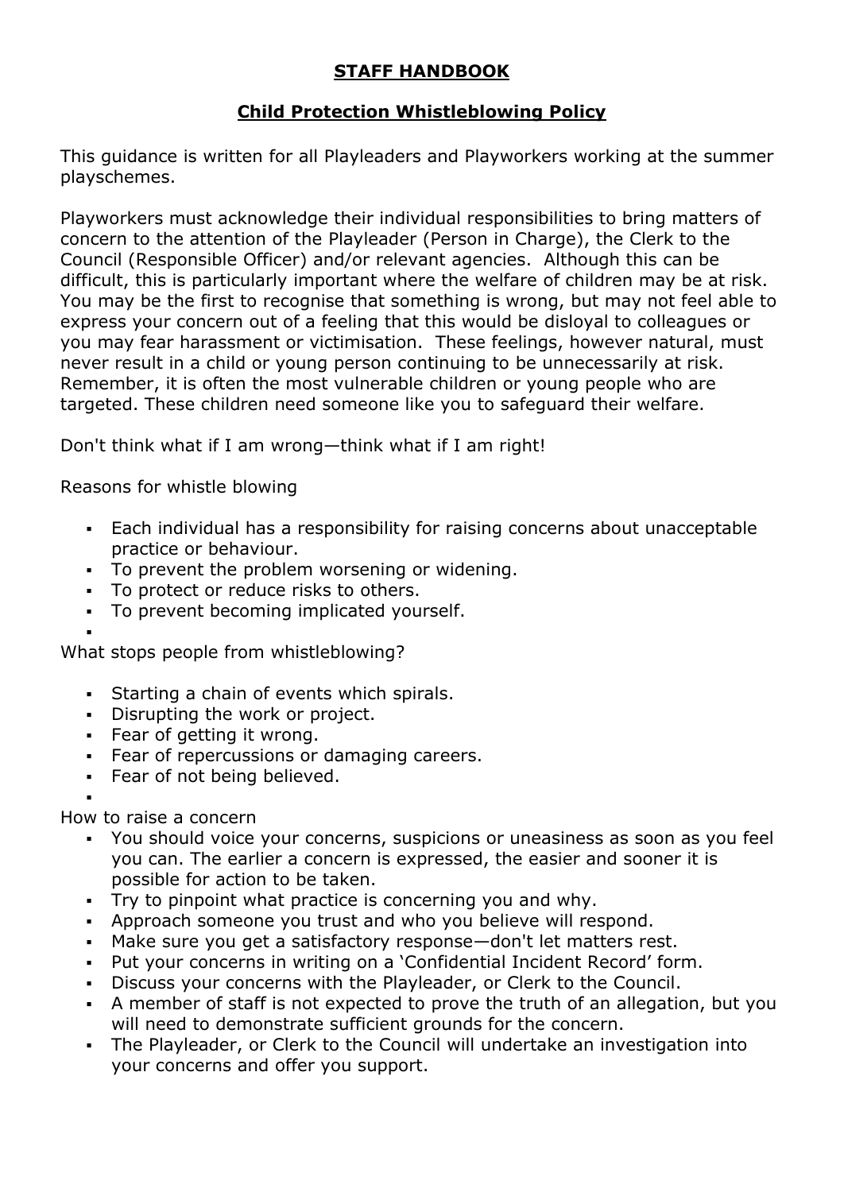# STAFF HANDBOOK

## Child Protection Whistleblowing Policy

This guidance is written for all Playleaders and Playworkers working at the summer playschemes.

Playworkers must acknowledge their individual responsibilities to bring matters of concern to the attention of the Playleader (Person in Charge), the Clerk to the Council (Responsible Officer) and/or relevant agencies. Although this can be difficult, this is particularly important where the welfare of children may be at risk. You may be the first to recognise that something is wrong, but may not feel able to express your concern out of a feeling that this would be disloyal to colleagues or you may fear harassment or victimisation. These feelings, however natural, must never result in a child or young person continuing to be unnecessarily at risk. Remember, it is often the most vulnerable children or young people who are targeted. These children need someone like you to safeguard their welfare.

Don't think what if I am wrong—think what if I am right!

Reasons for whistle blowing

- Each individual has a responsibility for raising concerns about unacceptable practice or behaviour.
- To prevent the problem worsening or widening.
- To protect or reduce risks to others.
- To prevent becoming implicated yourself.

What stops people from whistleblowing?

- Starting a chain of events which spirals.
- Disrupting the work or project.
- Fear of getting it wrong.
- Fear of repercussions or damaging careers.
- Fear of not being believed.

How to raise a concern

- You should voice your concerns, suspicions or uneasiness as soon as you feel you can. The earlier a concern is expressed, the easier and sooner it is possible for action to be taken.
- Try to pinpoint what practice is concerning you and why.
- Approach someone you trust and who you believe will respond.
- Make sure you get a satisfactory response—don't let matters rest.
- Put your concerns in writing on a 'Confidential Incident Record' form.
- Discuss your concerns with the Playleader, or Clerk to the Council.
- A member of staff is not expected to prove the truth of an allegation, but you will need to demonstrate sufficient grounds for the concern.
- The Playleader, or Clerk to the Council will undertake an investigation into your concerns and offer you support.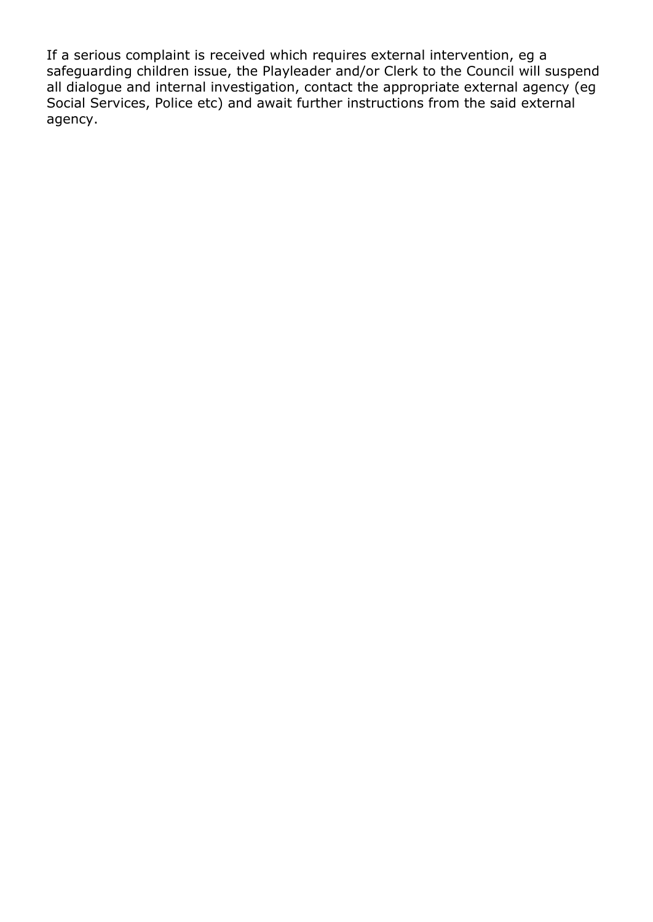If a serious complaint is received which requires external intervention, eg a safeguarding children issue, the Playleader and/or Clerk to the Council will suspend all dialogue and internal investigation, contact the appropriate external agency (eg Social Services, Police etc) and await further instructions from the said external agency.